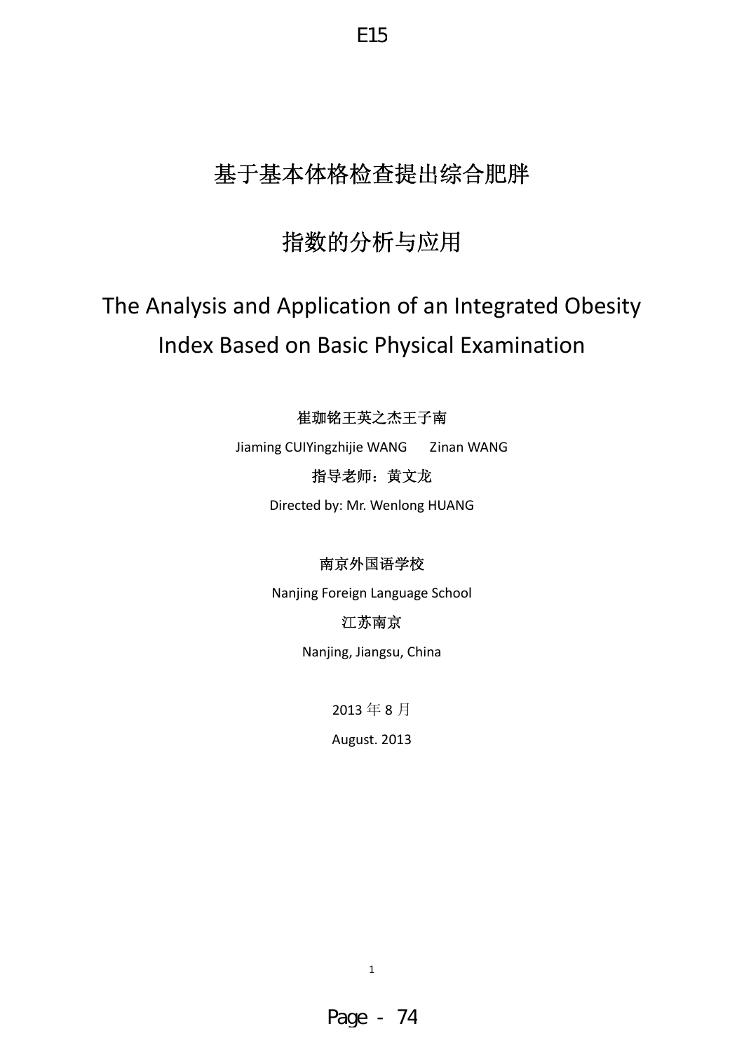E15

# 基于基本体格检查提出综合肥胖

# 指数的分析与应用

# The Analysis and Application of an Integrated Obesity Index Based on Basic Physical Examination

崔珈铭王英之杰王子南

Jiaming CUIYingzhijie WANG　　Zinan WANG

指导老师：黄文龙

Directed by: Mr. Wenlong HUANG

南京外国语学校

Nanjing Foreign Language School

江苏南京

Nanjing, Jiangsu, China

2013 年 8 月

August. 2013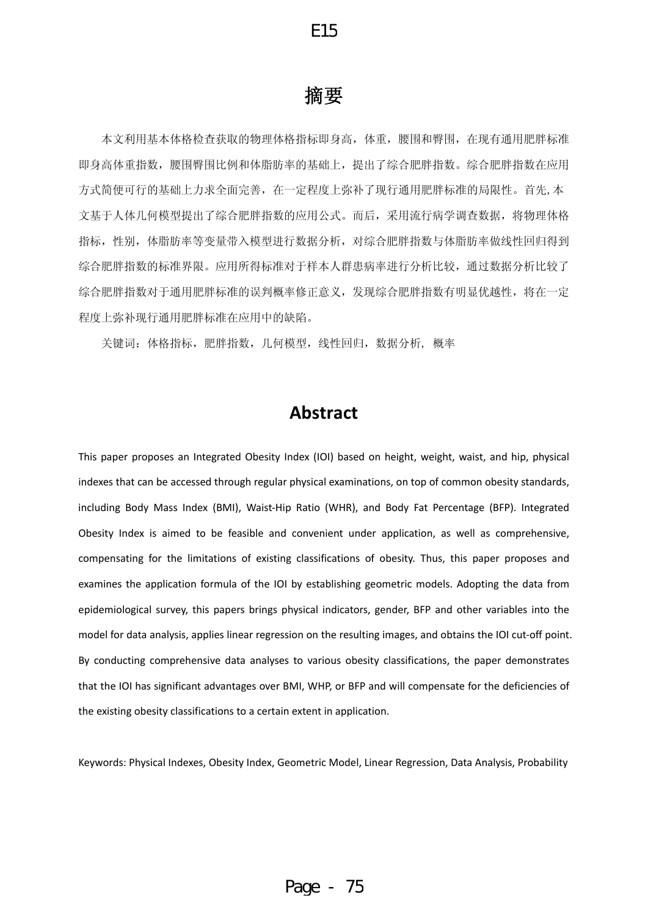# 摘要

本文利用基本体格检查获取的物理体格指标即身高，体重，腰围和臀围，在现有通用肥胖标准即身高体重指数，腰围臀围比例和体脂肪率的基础上，提出了综合肥胖指数。综合肥胖指数在应用方式简便可行的基础上力求全面完善，在一定程度上弥补了现行通用肥胖标准的局限性。首先,本文基于人体几何模型提出了综合肥胖指数的应用公式。而后，采用流行病学调查数据，将物理体格指标，性别，体脂肪率等变量带入模型进行数据分析，对综合肥胖指数与体脂肪率做线性回归得到综合肥胖指数的标准界限。应用所得标准对于样本人群患病率进行分析比较，通过数据分析比较了综合肥胖指数对于通用肥胖标准的误判概率修正意义，发现综合肥胖指数有明显优越性，将在一定程度上弥补现行通用肥胖标准在应用中的缺陷。

关键词：体格指标，肥胖指数，几何模型，线性回归，数据分析, 概率

# Abstract

This paper proposes an Integrated Obesity Index (IOI) based on height, weight, waist, and hip, physical indexes that can be accessed through regular physical examinations, on top of common obesity standards, including Body Mass Index (BMI), Waist-Hip Ratio (WHR), and Body Fat Percentage (BFP). Integrated Obesity Index is aimed to be feasible and convenient under application, as well as comprehensive, compensating for the limitations of existing classifications of obesity. Thus, this paper proposes and examines the application formula of the IOI by establishing geometric models. Adopting the data from epidemiological survey, this papers brings physical indicators, gender, BFP and other variables into the model for data analysis, applies linear regression on the resulting images, and obtains the IOI cut-off point. By conducting comprehensive data analyses to various obesity classifications, the paper demonstrates that the IOI has significant advantages over BMI, WHP, or BFP and will compensate for the deficiencies of the existing obesity classifications to a certain extent in application.

Keywords: Physical Indexes, Obesity Index, Geometric Model, Linear Regression, Data Analysis, Probability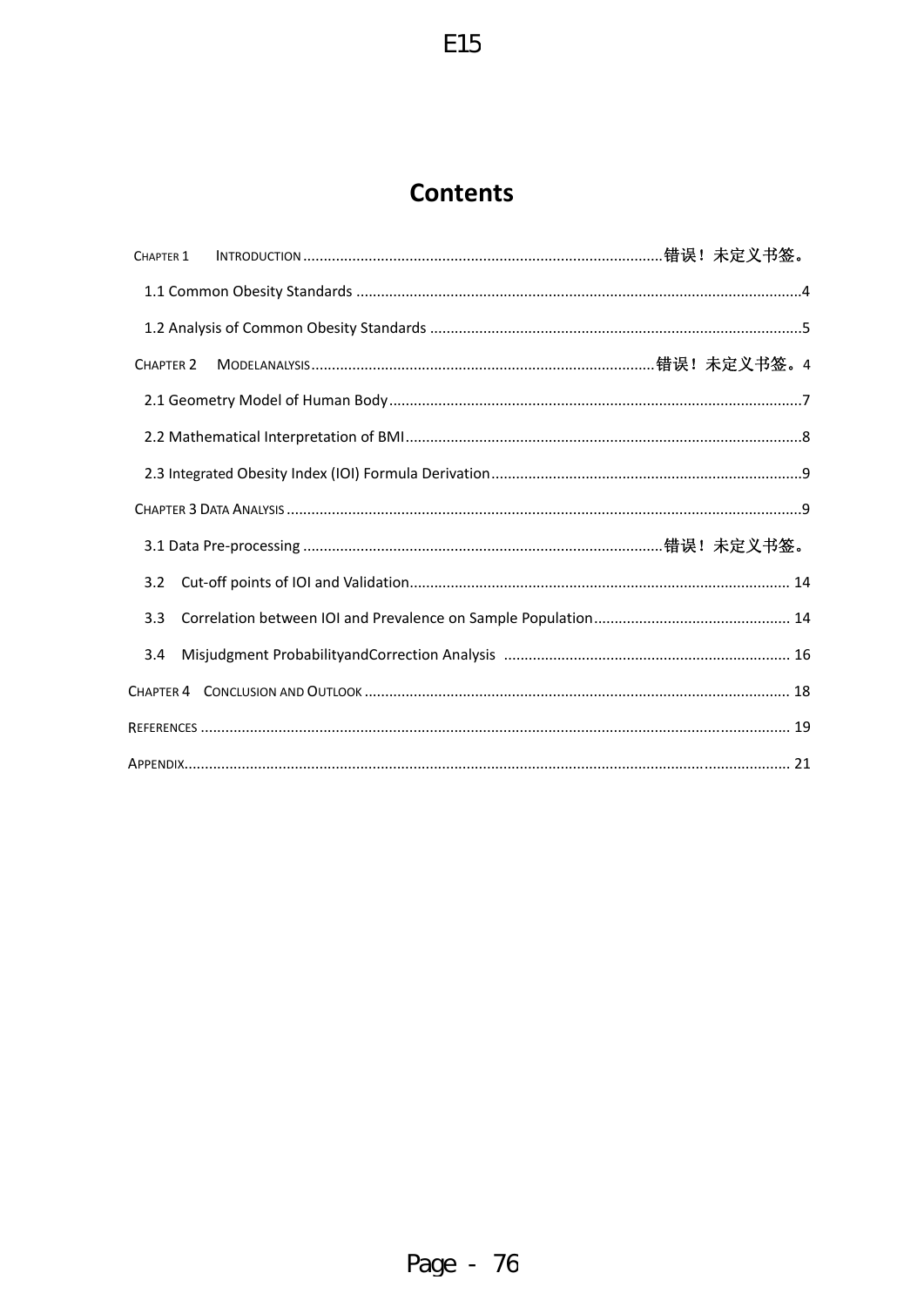# Contents

CHAPTER 1 INTRODUCTION ........................................................................................错误！未定义书签。

1.1 Common Obesity Standards ........................................................................................4

1.2 Analysis of Common Obesity Standards ........................................................................................5

CHAPTER 2 MODELANALYSIS........................................................................................错误！未定义书签。4

2.1 Geometry Model of Human Body........................................................................................7

2.2 Mathematical Interpretation of BMI........................................................................................8

2.3 Integrated Obesity Index (IOI) Formula Derivation........................................................................................9

CHAPTER 3 DATA ANALYSIS........................................................................................9

3.1 Data Pre-processing ........................................................................................错误！未定义书签。

3.2 Cut-off points of IOI and Validation........................................................................................ 14

3.3 Correlation between IOI and Prevalence on Sample Population........................................................................................ 14

3.4 Misjudgment ProbabilityandCorrection Analysis ........................................................................................ 16

CHAPTER 4 CONCLUSION AND OUTLOOK ........................................................................................ 18

REFERENCES ........................................................................................ 19

APPENDIX........................................................................................ 21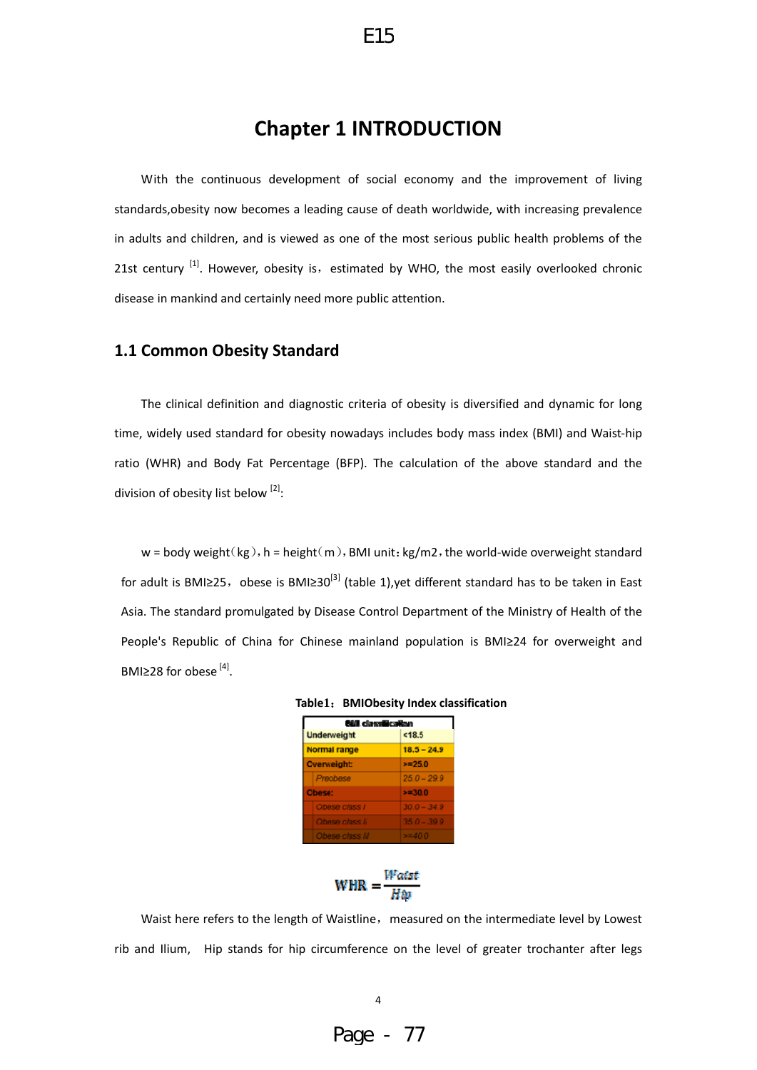# Chapter 1 INTRODUCTION

With the continuous development of social economy and the improvement of living standards,obesity now becomes a leading cause of death worldwide, with increasing prevalence in adults and children, and is viewed as one of the most serious public health problems of the 21st century [1]. However, obesity is，estimated by WHO, the most easily overlooked chronic disease in mankind and certainly need more public attention.

## 1.1 Common Obesity Standard

The clinical definition and diagnostic criteria of obesity is diversified and dynamic for long time, widely used standard for obesity nowadays includes body mass index (BMI) and Waist-hip ratio (WHR) and Body Fat Percentage (BFP). The calculation of the above standard and the division of obesity list below [2]:

w = body weight（kg）, h = height（m）, BMI unit：kg/m2，the world-wide overweight standard for adult is BMI≥25，obese is BMI≥30[3] (table 1),yet different standard has to be taken in East Asia. The standard promulgated by Disease Control Department of the Ministry of Health of the People's Republic of China for Chinese mainland population is BMI≥24 for overweight and BMI≥28 for obese [4].

**Table1：BMIObesity Index classification**

| BMI classification | |
|---|---|
| Underweight | <18.5 |
| Normal range | 18.5 – 24.9 |
| Overweight: | >=25.0 |
| Preobese | 25.0 – 29.9 |
| Obese: | >=30.0 |
| Obese class I | 30.0 – 34.9 |
| Obese class II | 35.0 – 39.9 |
| Obese class III | >=40.0 |

$$WHR = \frac{Waist}{Hip}$$

Waist here refers to the length of Waistline，measured on the intermediate level by Lowest rib and Ilium, Hip stands for hip circumference on the level of greater trochanter after legs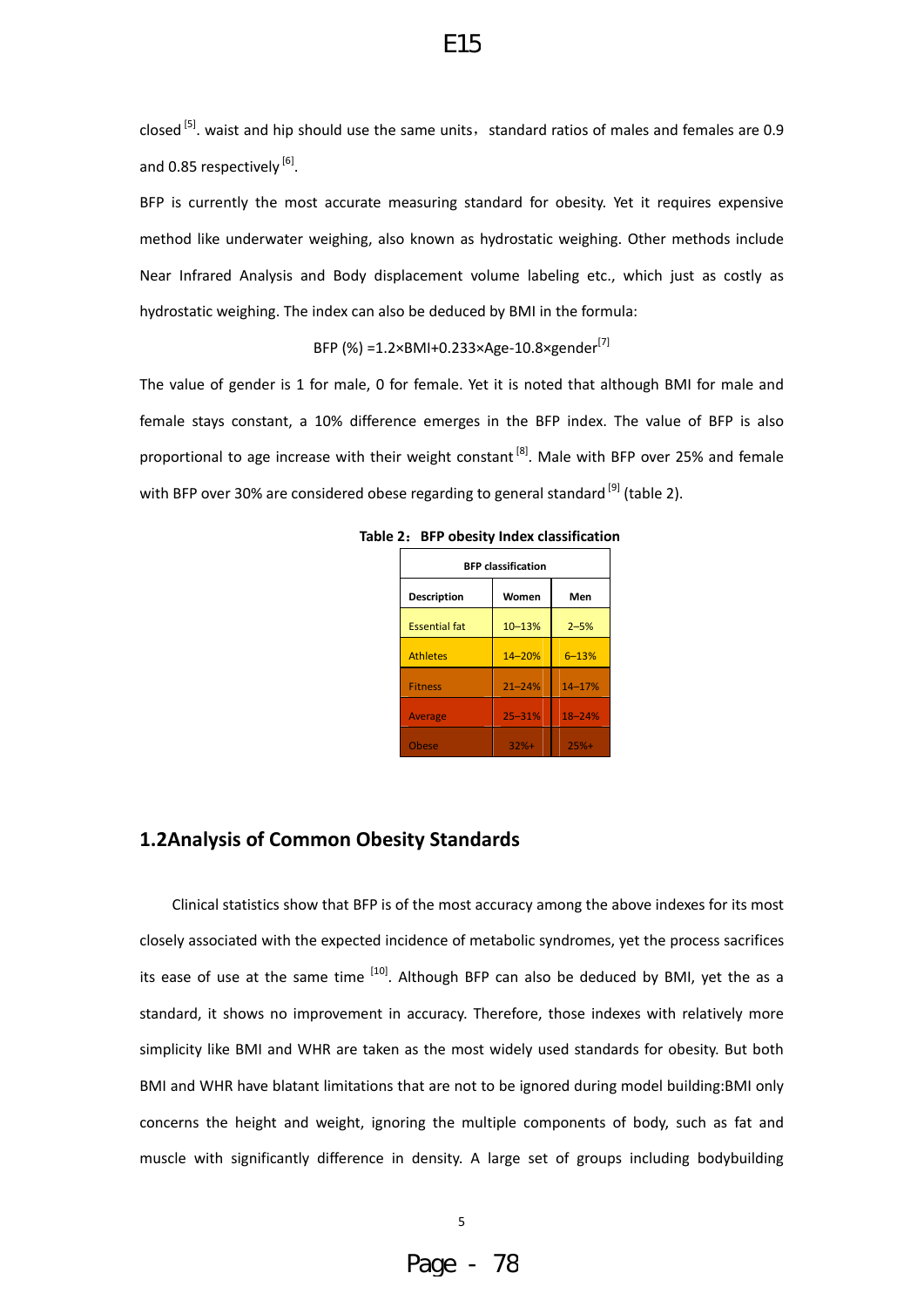closed [5]. waist and hip should use the same units，standard ratios of males and females are 0.9 and 0.85 respectively [6].

BFP is currently the most accurate measuring standard for obesity. Yet it requires expensive method like underwater weighing, also known as hydrostatic weighing. Other methods include Near Infrared Analysis and Body displacement volume labeling etc., which just as costly as hydrostatic weighing. The index can also be deduced by BMI in the formula:

$$BFP\ (\%) = 1.2 \times BMI + 0.233 \times Age - 10.8 \times gender$$ [7]

The value of gender is 1 for male, 0 for female. Yet it is noted that although BMI for male and female stays constant, a 10% difference emerges in the BFP index. The value of BFP is also proportional to age increase with their weight constant [8]. Male with BFP over 25% and female with BFP over 30% are considered obese regarding to general standard [9] (table 2).

**Table 2：BFP obesity Index classification**

| BFP classification | | |
|---|---|---|
| **Description** | **Women** | **Men** |
| Essential fat | 10–13% | 2–5% |
| Athletes | 14–20% | 6–13% |
| Fitness | 21–24% | 14–17% |
| Average | 25–31% | 18–24% |
| Obese | 32%+ | 25%+ |

## 1.2Analysis of Common Obesity Standards

Clinical statistics show that BFP is of the most accuracy among the above indexes for its most closely associated with the expected incidence of metabolic syndromes, yet the process sacrifices its ease of use at the same time [10]. Although BFP can also be deduced by BMI, yet the as a standard, it shows no improvement in accuracy. Therefore, those indexes with relatively more simplicity like BMI and WHR are taken as the most widely used standards for obesity. But both BMI and WHR have blatant limitations that are not to be ignored during model building:BMI only concerns the height and weight, ignoring the multiple components of body, such as fat and muscle with significantly difference in density. A large set of groups including bodybuilding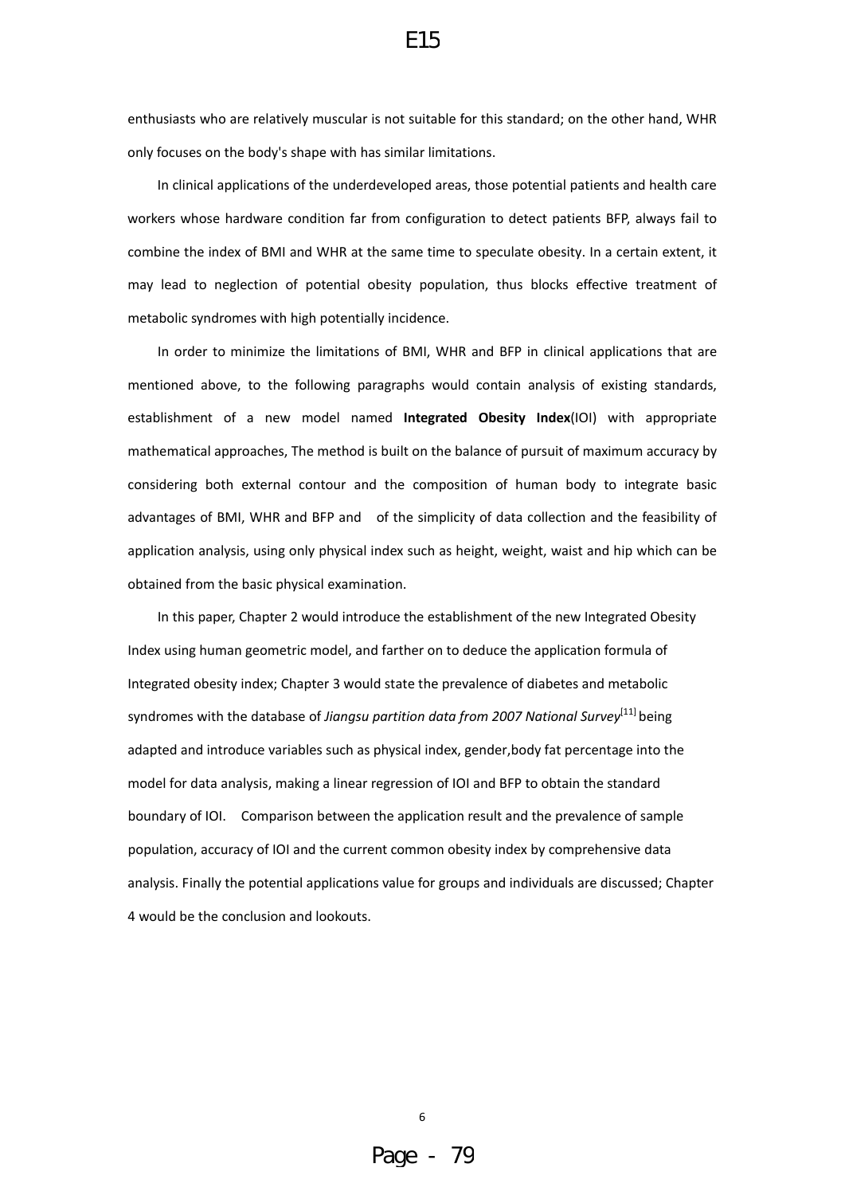enthusiasts who are relatively muscular is not suitable for this standard; on the other hand, WHR only focuses on the body's shape with has similar limitations.

In clinical applications of the underdeveloped areas, those potential patients and health care workers whose hardware condition far from configuration to detect patients BFP, always fail to combine the index of BMI and WHR at the same time to speculate obesity. In a certain extent, it may lead to neglection of potential obesity population, thus blocks effective treatment of metabolic syndromes with high potentially incidence.

In order to minimize the limitations of BMI, WHR and BFP in clinical applications that are mentioned above, to the following paragraphs would contain analysis of existing standards, establishment of a new model named **Integrated Obesity Index**(IOI) with appropriate mathematical approaches, The method is built on the balance of pursuit of maximum accuracy by considering both external contour and the composition of human body to integrate basic advantages of BMI, WHR and BFP and of the simplicity of data collection and the feasibility of application analysis, using only physical index such as height, weight, waist and hip which can be obtained from the basic physical examination.

In this paper, Chapter 2 would introduce the establishment of the new Integrated Obesity Index using human geometric model, and farther on to deduce the application formula of Integrated obesity index; Chapter 3 would state the prevalence of diabetes and metabolic syndromes with the database of *Jiangsu partition data from 2007 National Survey*[11] being adapted and introduce variables such as physical index, gender,body fat percentage into the model for data analysis, making a linear regression of IOI and BFP to obtain the standard boundary of IOI. Comparison between the application result and the prevalence of sample population, accuracy of IOI and the current common obesity index by comprehensive data analysis. Finally the potential applications value for groups and individuals are discussed; Chapter 4 would be the conclusion and lookouts.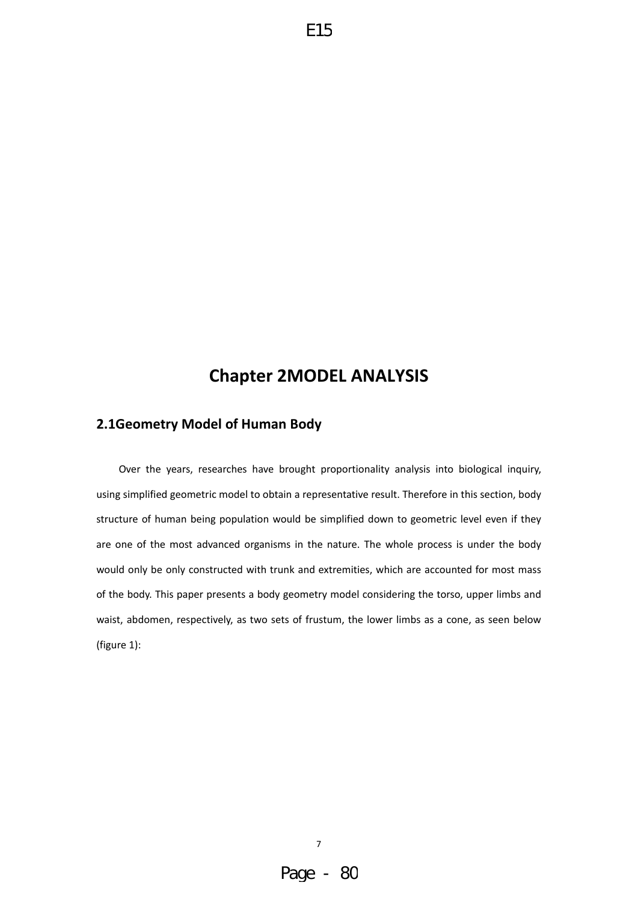# Chapter 2MODEL ANALYSIS

## 2.1Geometry Model of Human Body

Over the years, researches have brought proportionality analysis into biological inquiry, using simplified geometric model to obtain a representative result. Therefore in this section, body structure of human being population would be simplified down to geometric level even if they are one of the most advanced organisms in the nature. The whole process is under the body would only be only constructed with trunk and extremities, which are accounted for most mass of the body. This paper presents a body geometry model considering the torso, upper limbs and waist, abdomen, respectively, as two sets of frustum, the lower limbs as a cone, as seen below (figure 1):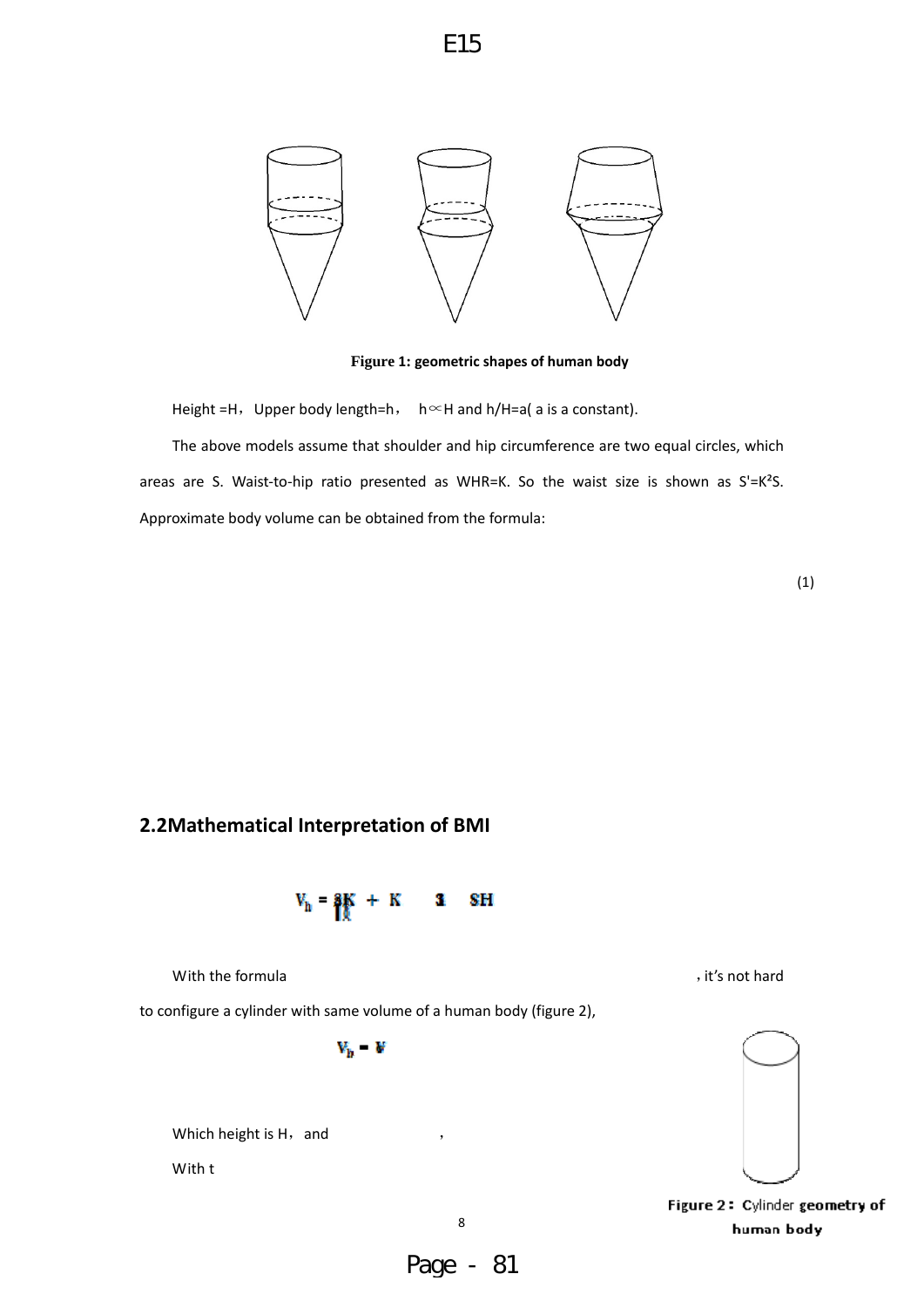Figure 1: geometric shapes of human body

Height =H，Upper body length=h， $h \propto H$ and h/H=a( a is a constant).

The above models assume that shoulder and hip circumference are two equal circles, which areas are S. Waist-to-hip ratio presented as WHR=K. So the waist size is shown as $S'=K^2S$. Approximate body volume can be obtained from the formula:

(1)

## 2.2Mathematical Interpretation of BMI

$$V_h = \frac{8K}{1K} + K \quad 3 \quad SH$$

With the formula , it's not hard to configure a cylinder with same volume of a human body (figure 2),

$$V_h = V$$

Which height is H，and ，

With t

Figure 2：Cylinder geometry of human body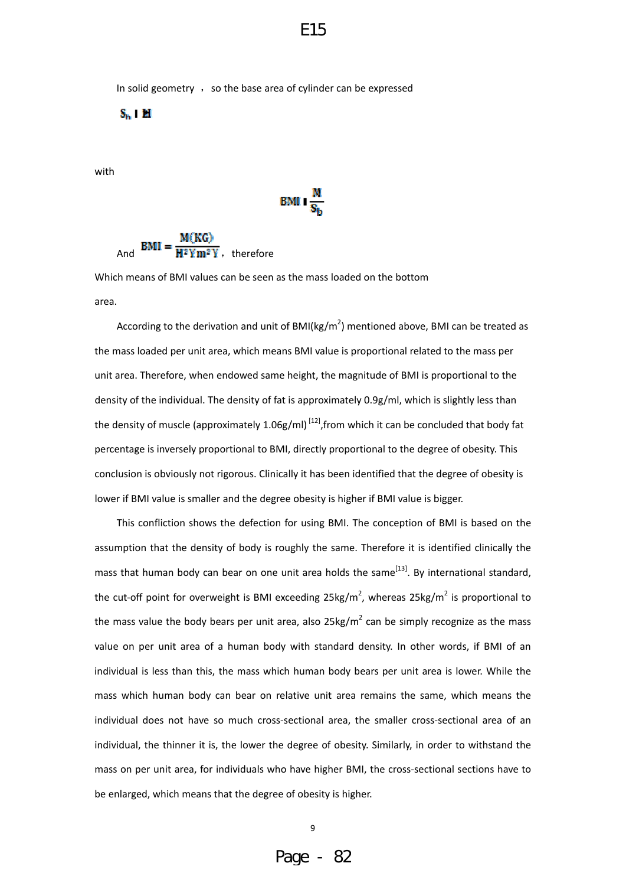In solid geometry ， so the base area of cylinder can be expressed

$S_h$ I H

with

$$BMI \text{ I } \frac{M}{S_b}$$

And $BMI = \frac{M(KG)}{H^2 Y m^2 Y}$， therefore

Which means of BMI values can be seen as the mass loaded on the bottom area.

According to the derivation and unit of BMI($kg/m^2$) mentioned above, BMI can be treated as the mass loaded per unit area, which means BMI value is proportional related to the mass per unit area. Therefore, when endowed same height, the magnitude of BMI is proportional to the density of the individual. The density of fat is approximately 0.9g/ml, which is slightly less than the density of muscle (approximately 1.06g/ml) [12],from which it can be concluded that body fat percentage is inversely proportional to BMI, directly proportional to the degree of obesity. This conclusion is obviously not rigorous. Clinically it has been identified that the degree of obesity is lower if BMI value is smaller and the degree obesity is higher if BMI value is bigger.

This confliction shows the defection for using BMI. The conception of BMI is based on the assumption that the density of body is roughly the same. Therefore it is identified clinically the mass that human body can bear on one unit area holds the same[13]. By international standard, the cut-off point for overweight is BMI exceeding $25kg/m^2$, whereas $25kg/m^2$ is proportional to the mass value the body bears per unit area, also $25kg/m^2$ can be simply recognize as the mass value on per unit area of a human body with standard density. In other words, if BMI of an individual is less than this, the mass which human body bears per unit area is lower. While the mass which human body can bear on relative unit area remains the same, which means the individual does not have so much cross-sectional area, the smaller cross-sectional area of an individual, the thinner it is, the lower the degree of obesity. Similarly, in order to withstand the mass on per unit area, for individuals who have higher BMI, the cross-sectional sections have to be enlarged, which means that the degree of obesity is higher.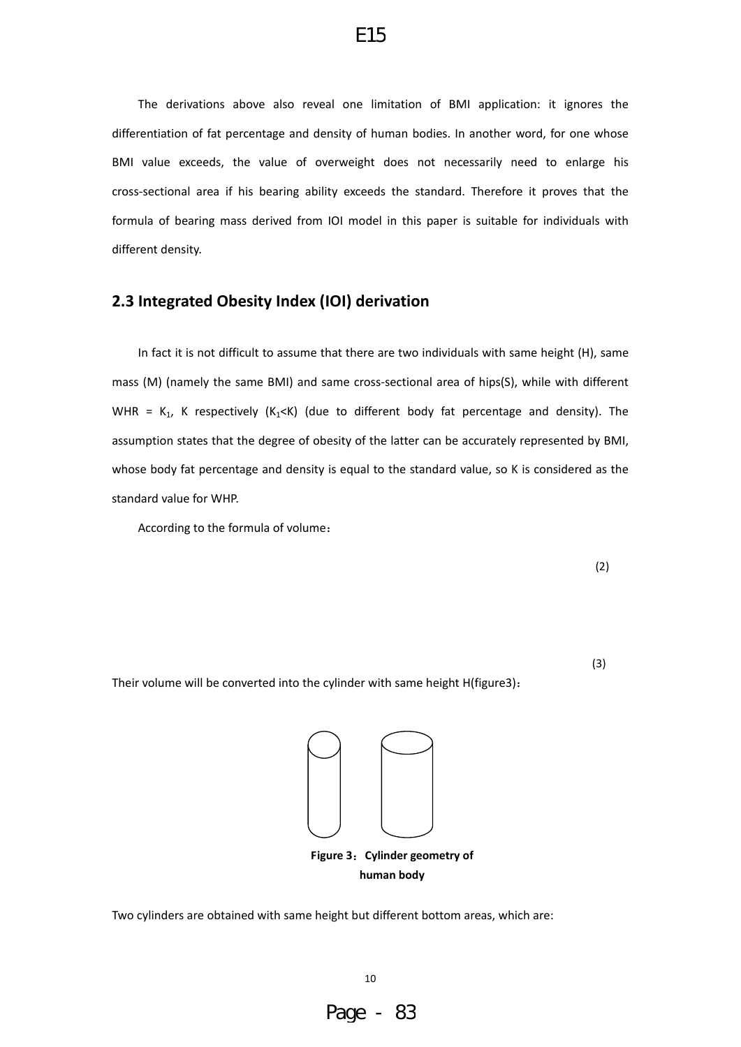The derivations above also reveal one limitation of BMI application: it ignores the differentiation of fat percentage and density of human bodies. In another word, for one whose BMI value exceeds, the value of overweight does not necessarily need to enlarge his cross-sectional area if his bearing ability exceeds the standard. Therefore it proves that the formula of bearing mass derived from IOI model in this paper is suitable for individuals with different density.

## 2.3 Integrated Obesity Index (IOI) derivation

In fact it is not difficult to assume that there are two individuals with same height (H), same mass (M) (namely the same BMI) and same cross-sectional area of hips(S), while with different WHR = $K_1$, K respectively ($K_1$<K) (due to different body fat percentage and density). The assumption states that the degree of obesity of the latter can be accurately represented by BMI, whose body fat percentage and density is equal to the standard value, so K is considered as the standard value for WHP.

According to the formula of volume：

(2)

(3)

Their volume will be converted into the cylinder with same height H(figure3)：

**Figure 3：Cylinder geometry of human body**

Two cylinders are obtained with same height but different bottom areas, which are: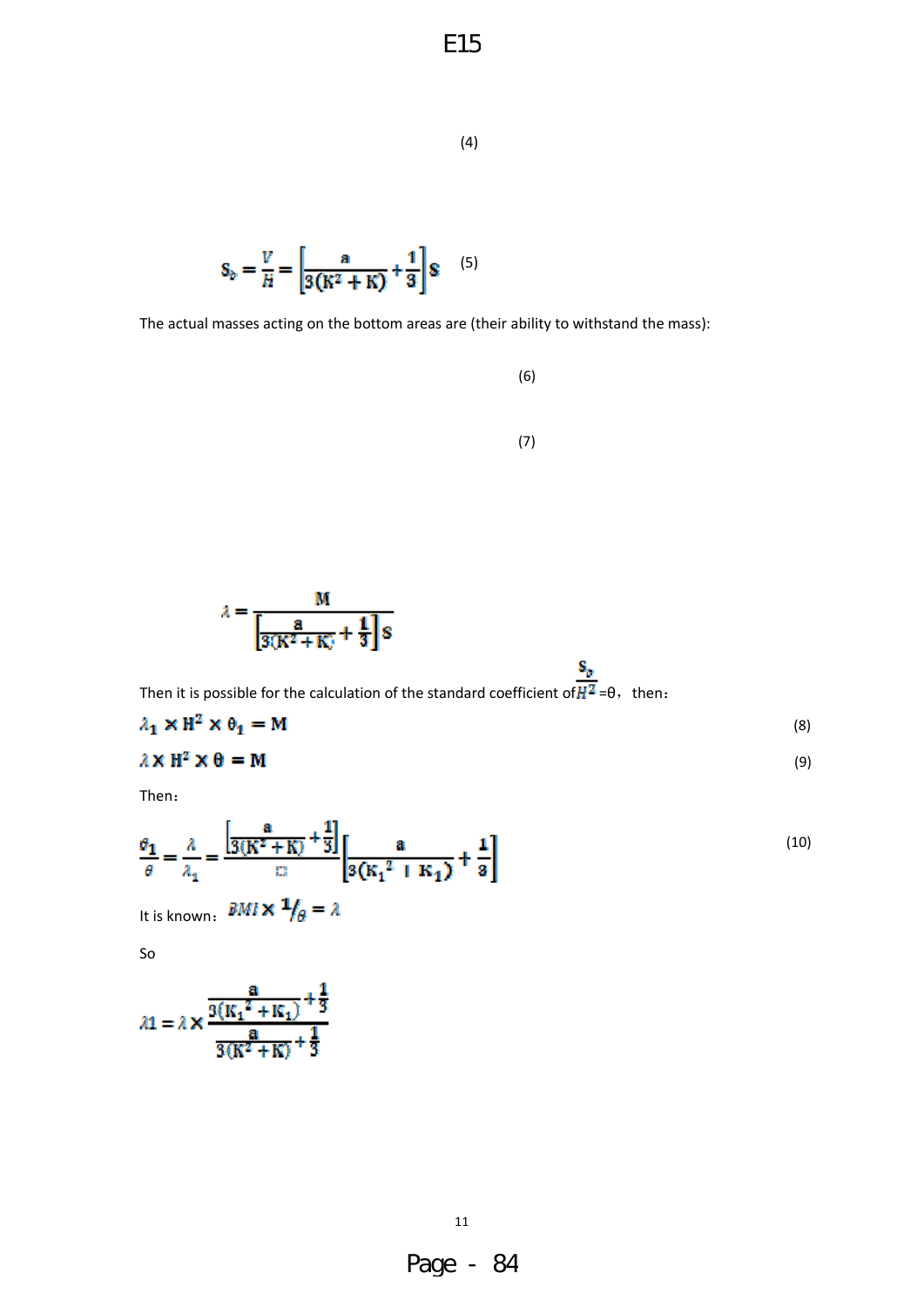(4)

$$S_b = \frac{V}{H} = \left[\frac{a}{3(K^2+K)} + \frac{1}{3}\right] S \quad (5)$$

The actual masses acting on the bottom areas are (their ability to withstand the mass):

(6)

(7)

$$\lambda = \frac{M}{\left[\frac{a}{3(K^2+K)} + \frac{1}{3}\right] S}$$

Then it is possible for the calculation of the standard coefficient of $\frac{S_b}{H^2}$ =θ， then：

$$\lambda_1 \times H^2 \times \theta_1 = M \quad (8)$$

$$\lambda \times H^2 \times \theta = M \quad (9)$$

Then：

$$\frac{\theta_1}{\theta} = \frac{\lambda}{\lambda_1} = \frac{\left[\frac{a}{3(K^2+K)} + \frac{1}{3}\right]}{\square} \left[\frac{a}{3(K_1^2 + K_1)} + \frac{1}{3}\right] \quad (10)$$

It is known： $BMI \times {}^{1}/_{\theta} = \lambda$

So

$$\lambda 1 = \lambda \times \frac{\frac{a}{3(K_1^2+K_1)} + \frac{1}{3}}{\frac{a}{3(K^2+K)} + \frac{1}{3}}$$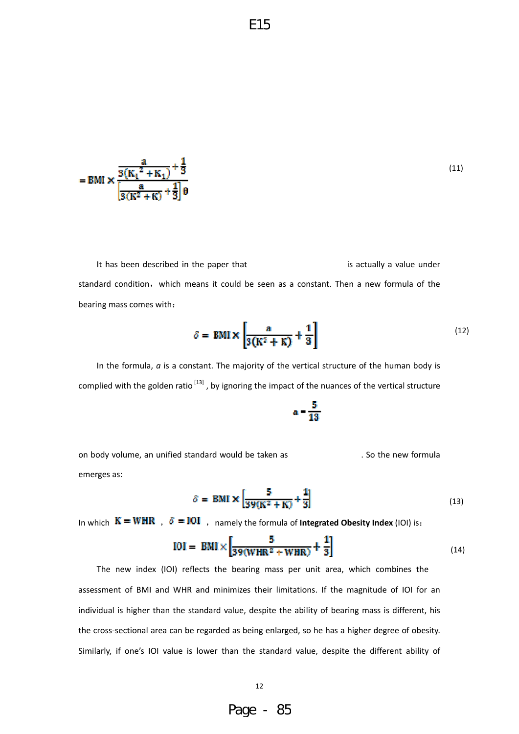$$= \mathrm{BMI} \times \frac{\frac{a}{3(K_1^2 + K_1)} + \frac{1}{3}}{\left[\frac{a}{3(K^2 + K)} + \frac{1}{3}\right]\theta} \tag{11}$$

It has been described in the paper that is actually a value under standard condition，which means it could be seen as a constant. Then a new formula of the bearing mass comes with：

$$\delta = \mathrm{BMI} \times \left[\frac{a}{3(K^2 + K)} + \frac{1}{3}\right] \tag{12}$$

In the formula, *a* is a constant. The majority of the vertical structure of the human body is complied with the golden ratio [13] , by ignoring the impact of the nuances of the vertical structure on body volume, an unified standard would be taken as $a = \frac{5}{13}$. So the new formula emerges as:

$$\delta = \mathrm{BMI} \times \left[\frac{5}{39(K^2 + K)} + \frac{1}{3}\right] \tag{13}$$

In which $K = \mathrm{WHR}$ ，$\delta = \mathrm{IOI}$ ，namely the formula of **Integrated Obesity Index** (IOI) is：

$$\mathrm{IOI} = \mathrm{BMI} \times \left[\frac{5}{39(\mathrm{WHR}^2 + \mathrm{WHR})} + \frac{1}{3}\right] \tag{14}$$

The new index (IOI) reflects the bearing mass per unit area, which combines the assessment of BMI and WHR and minimizes their limitations. If the magnitude of IOI for an individual is higher than the standard value, despite the ability of bearing mass is different, his the cross-sectional area can be regarded as being enlarged, so he has a higher degree of obesity. Similarly, if one's IOI value is lower than the standard value, despite the different ability of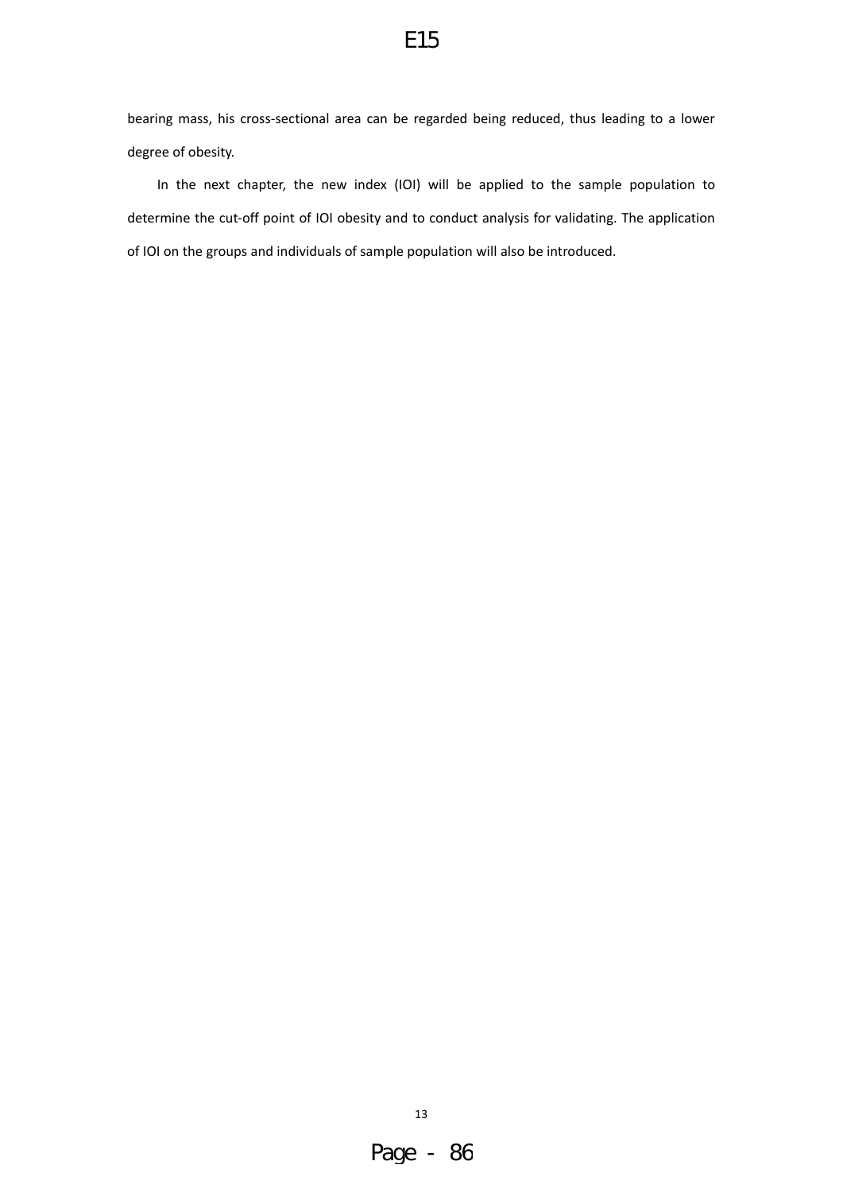bearing mass, his cross-sectional area can be regarded being reduced, thus leading to a lower degree of obesity.

In the next chapter, the new index (IOI) will be applied to the sample population to determine the cut-off point of IOI obesity and to conduct analysis for validating. The application of IOI on the groups and individuals of sample population will also be introduced.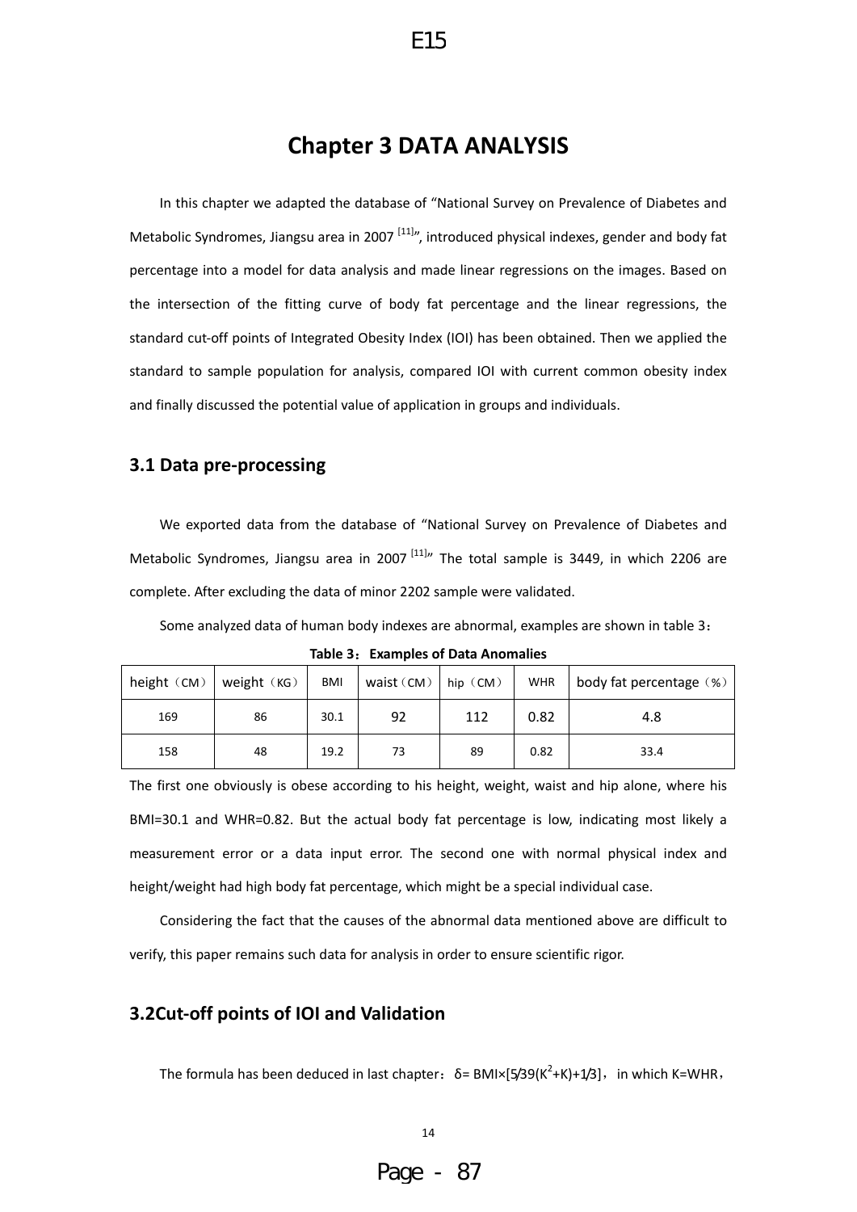# Chapter 3 DATA ANALYSIS

In this chapter we adapted the database of "National Survey on Prevalence of Diabetes and Metabolic Syndromes, Jiangsu area in 2007 [11]", introduced physical indexes, gender and body fat percentage into a model for data analysis and made linear regressions on the images. Based on the intersection of the fitting curve of body fat percentage and the linear regressions, the standard cut-off points of Integrated Obesity Index (IOI) has been obtained. Then we applied the standard to sample population for analysis, compared IOI with current common obesity index and finally discussed the potential value of application in groups and individuals.

## 3.1 Data pre-processing

We exported data from the database of "National Survey on Prevalence of Diabetes and Metabolic Syndromes, Jiangsu area in 2007 [11]" The total sample is 3449, in which 2206 are complete. After excluding the data of minor 2202 sample were validated.

Some analyzed data of human body indexes are abnormal, examples are shown in table 3：

**Table 3：Examples of Data Anomalies**

| height（CM） | weight（KG） | BMI | waist（CM） | hip（CM） | WHR | body fat percentage（%） |
| --- | --- | --- | --- | --- | --- | --- |
| 169 | 86 | 30.1 | 92 | 112 | 0.82 | 4.8 |
| 158 | 48 | 19.2 | 73 | 89 | 0.82 | 33.4 |

The first one obviously is obese according to his height, weight, waist and hip alone, where his BMI=30.1 and WHR=0.82. But the actual body fat percentage is low, indicating most likely a measurement error or a data input error. The second one with normal physical index and height/weight had high body fat percentage, which might be a special individual case.

Considering the fact that the causes of the abnormal data mentioned above are difficult to verify, this paper remains such data for analysis in order to ensure scientific rigor.

## 3.2Cut-off points of IOI and Validation

The formula has been deduced in last chapter：$\delta = BMI \times [5/39(K^2+K)+1/3]$， in which K=WHR，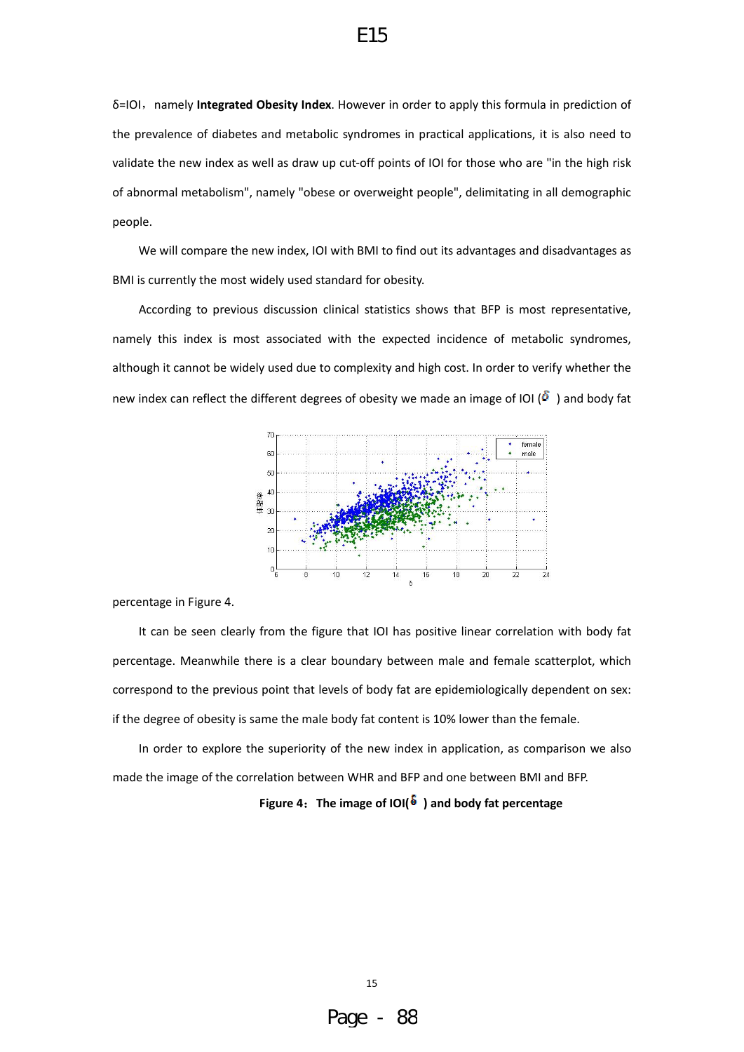$\delta$=IOI，namely **Integrated Obesity Index**. However in order to apply this formula in prediction of the prevalence of diabetes and metabolic syndromes in practical applications, it is also need to validate the new index as well as draw up cut-off points of IOI for those who are "in the high risk of abnormal metabolism", namely "obese or overweight people", delimitating in all demographic people.

We will compare the new index, IOI with BMI to find out its advantages and disadvantages as BMI is currently the most widely used standard for obesity.

According to previous discussion clinical statistics shows that BFP is most representative, namely this index is most associated with the expected incidence of metabolic syndromes, although it cannot be widely used due to complexity and high cost. In order to verify whether the new index can reflect the different degrees of obesity we made an image of IOI ($\delta$) and body fat percentage in Figure 4.

It can be seen clearly from the figure that IOI has positive linear correlation with body fat percentage. Meanwhile there is a clear boundary between male and female scatterplot, which correspond to the previous point that levels of body fat are epidemiologically dependent on sex: if the degree of obesity is same the male body fat content is 10% lower than the female.

In order to explore the superiority of the new index in application, as comparison we also made the image of the correlation between WHR and BFP and one between BMI and BFP.

**Figure 4：The image of IOI($\delta$) and body fat percentage**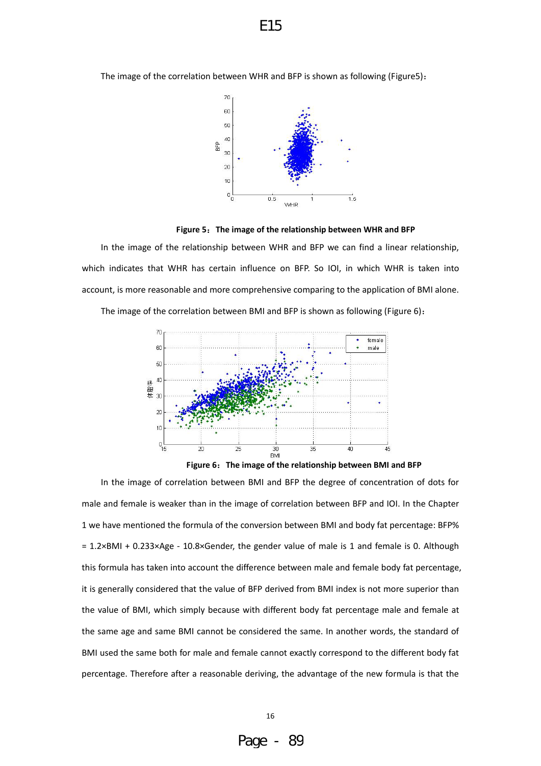The image of the correlation between WHR and BFP is shown as following (Figure5)：

**Figure 5：The image of the relationship between WHR and BFP**

In the image of the relationship between WHR and BFP we can find a linear relationship, which indicates that WHR has certain influence on BFP. So IOI, in which WHR is taken into account, is more reasonable and more comprehensive comparing to the application of BMI alone.

The image of the correlation between BMI and BFP is shown as following (Figure 6)：

**Figure 6：The image of the relationship between BMI and BFP**

In the image of correlation between BMI and BFP the degree of concentration of dots for male and female is weaker than in the image of correlation between BFP and IOI. In the Chapter 1 we have mentioned the formula of the conversion between BMI and body fat percentage: BFP% = 1.2×BMI + 0.233×Age - 10.8×Gender, the gender value of male is 1 and female is 0. Although this formula has taken into account the difference between male and female body fat percentage, it is generally considered that the value of BFP derived from BMI index is not more superior than the value of BMI, which simply because with different body fat percentage male and female at the same age and same BMI cannot be considered the same. In another words, the standard of BMI used the same both for male and female cannot exactly correspond to the different body fat percentage. Therefore after a reasonable deriving, the advantage of the new formula is that the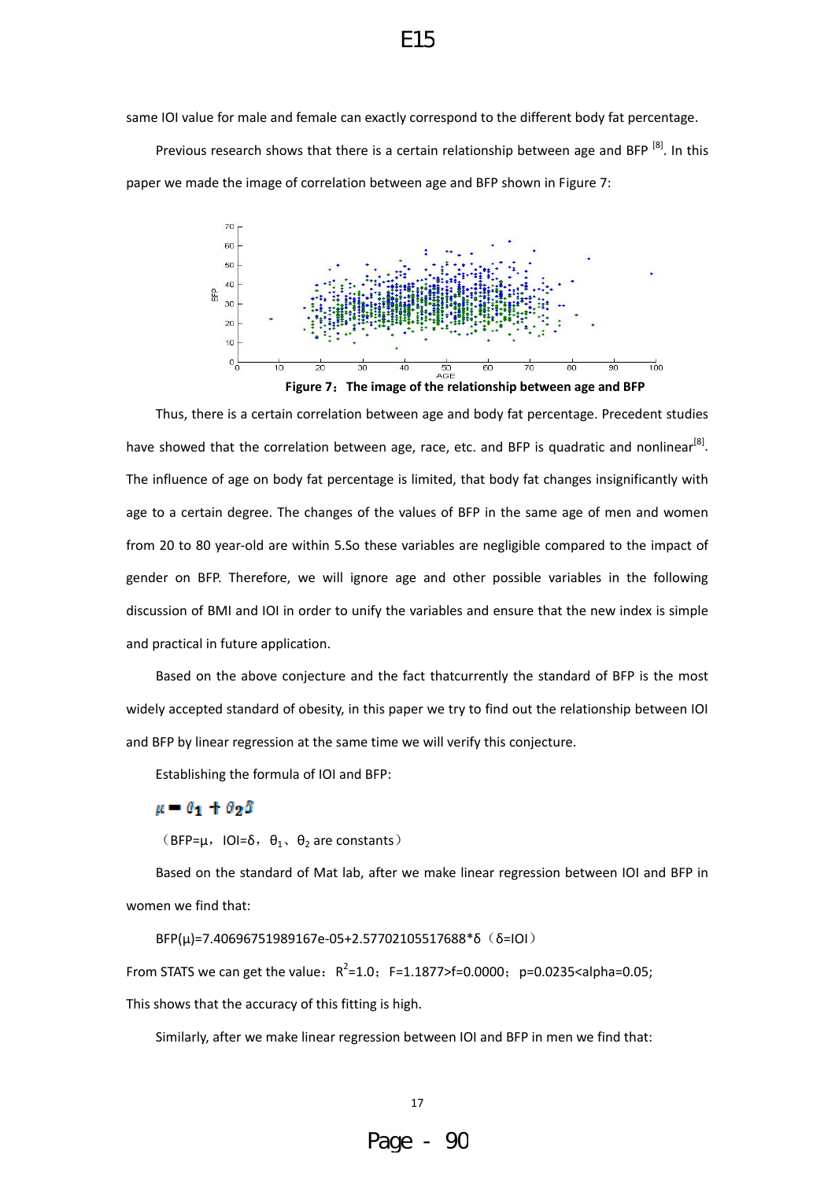same IOI value for male and female can exactly correspond to the different body fat percentage.

Previous research shows that there is a certain relationship between age and BFP [8]. In this paper we made the image of correlation between age and BFP shown in Figure 7:

**Figure 7：The image of the relationship between age and BFP**

Thus, there is a certain correlation between age and body fat percentage. Precedent studies have showed that the correlation between age, race, etc. and BFP is quadratic and nonlinear[8]. The influence of age on body fat percentage is limited, that body fat changes insignificantly with age to a certain degree. The changes of the values of BFP in the same age of men and women from 20 to 80 year-old are within 5.So these variables are negligible compared to the impact of gender on BFP. Therefore, we will ignore age and other possible variables in the following discussion of BMI and IOI in order to unify the variables and ensure that the new index is simple and practical in future application.

Based on the above conjecture and the fact thatcurrently the standard of BFP is the most widely accepted standard of obesity, in this paper we try to find out the relationship between IOI and BFP by linear regression at the same time we will verify this conjecture.

Establishing the formula of IOI and BFP:

$$\mu = \theta_1 + \theta_2 \delta$$

（BFP=$\mu$，IOI=$\delta$，$\theta_1$、$\theta_2$ are constants）

Based on the standard of Mat lab, after we make linear regression between IOI and BFP in women we find that:

BFP($\mu$)=7.40696751989167e-05+2.57702105517688*$\delta$（$\delta$=IOI）

From STATS we can get the value：$R^2$=1.0；F=1.1877>f=0.0000；p=0.0235<alpha=0.05;

This shows that the accuracy of this fitting is high.

Similarly, after we make linear regression between IOI and BFP in men we find that: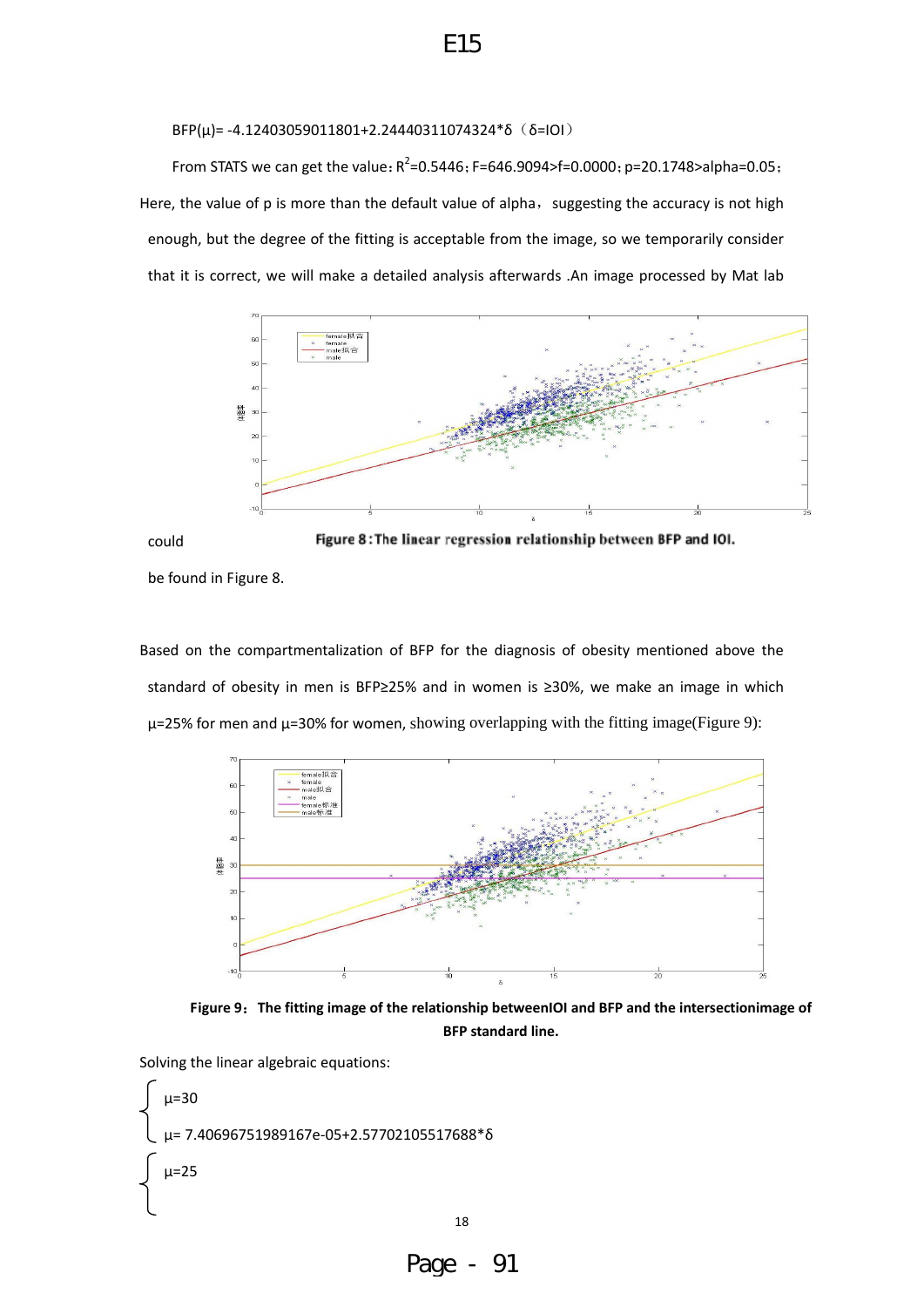BFP(μ)= -4.12403059011801+2.24440311074324*δ（δ=IOI）

From STATS we can get the value: $R^2$=0.5446; F=646.9094>f=0.0000; p=20.1748>alpha=0.05;

Here, the value of p is more than the default value of alpha, suggesting the accuracy is not high enough, but the degree of the fitting is acceptable from the image, so we temporarily consider that it is correct, we will make a detailed analysis afterwards .An image processed by Mat lab could be found in Figure 8.

**Figure 8: The linear regression relationship between BFP and IOI.**

Based on the compartmentalization of BFP for the diagnosis of obesity mentioned above the standard of obesity in men is BFP≥25% and in women is ≥30%, we make an image in which μ=25% for men and μ=30% for women, showing overlapping with the fitting image(Figure 9):

**Figure 9: The fitting image of the relationship betweenIOI and BFP and the intersectionimage of BFP standard line.**

Solving the linear algebraic equations:

$$
\begin{cases}
\mu=30 \\
\mu= 7.40696751989167e-05+2.57702105517688*\delta
\end{cases}
$$

$$
\begin{cases}
\mu=25 \\
\end{cases}
$$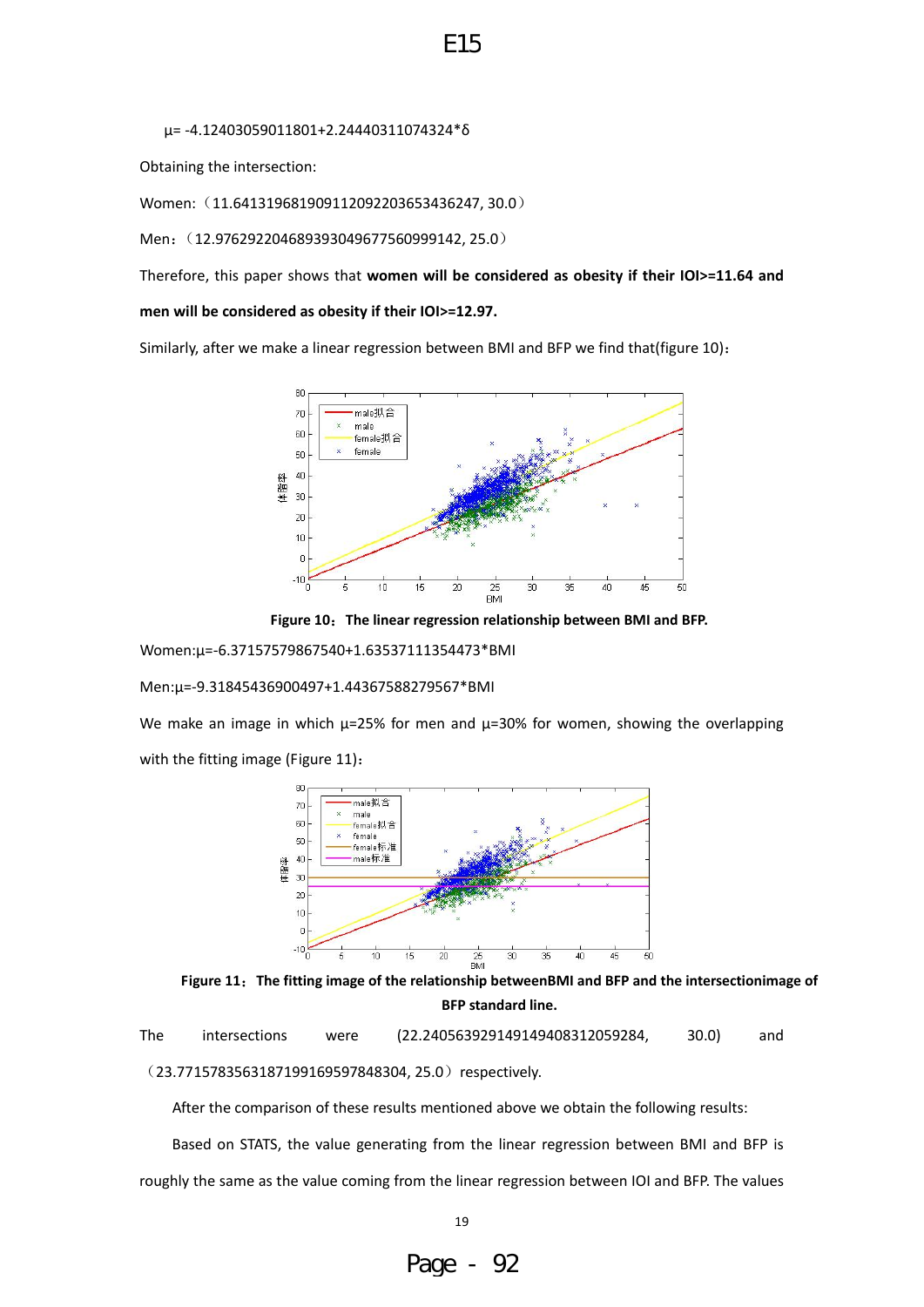$\mu$= -4.12403059011801+2.24440311074324*$\delta$

Obtaining the intersection:

Women:（11.641319681909112092203653436247, 30.0）

Men：（12.976292204689393049677560999142, 25.0）

Therefore, this paper shows that **women will be considered as obesity if their IOI>=11.64 and men will be considered as obesity if their IOI>=12.97.**

Similarly, after we make a linear regression between BMI and BFP we find that(figure 10)：

**Figure 10：The linear regression relationship between BMI and BFP.**

Women:$\mu$=-6.37157579867540+1.63537111354473*BMI

Men:$\mu$=-9.31845436900497+1.44367588279567*BMI

We make an image in which $\mu$=25% for men and $\mu$=30% for women, showing the overlapping with the fitting image (Figure 11)：

**Figure 11：The fitting image of the relationship betweenBMI and BFP and the intersectionimage of BFP standard line.**

The intersections were (22.240563929149149408312059284, 30.0) and （23.771578356318719916959784830​4, 25.0）respectively.

After the comparison of these results mentioned above we obtain the following results:

Based on STATS, the value generating from the linear regression between BMI and BFP is roughly the same as the value coming from the linear regression between IOI and BFP. The values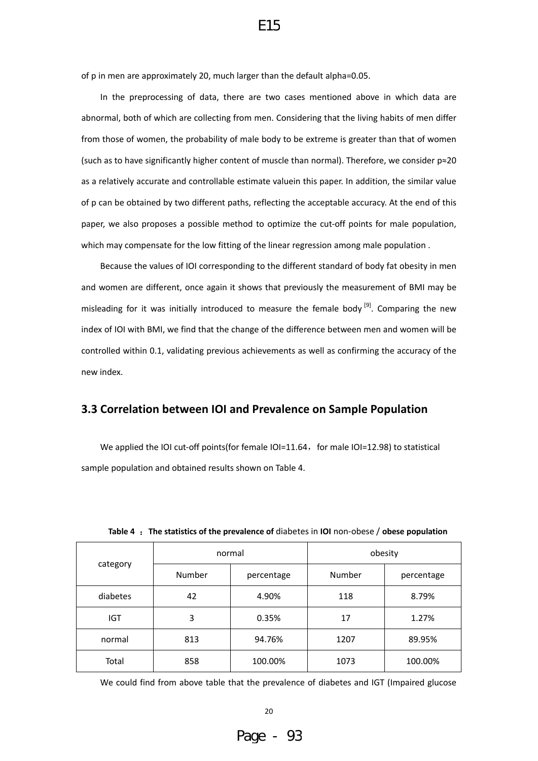of p in men are approximately 20, much larger than the default alpha=0.05.

In the preprocessing of data, there are two cases mentioned above in which data are abnormal, both of which are collecting from men. Considering that the living habits of men differ from those of women, the probability of male body to be extreme is greater than that of women (such as to have significantly higher content of muscle than normal). Therefore, we consider p≈20 as a relatively accurate and controllable estimate valuein this paper. In addition, the similar value of p can be obtained by two different paths, reflecting the acceptable accuracy. At the end of this paper, we also proposes a possible method to optimize the cut-off points for male population, which may compensate for the low fitting of the linear regression among male population .

Because the values of IOI corresponding to the different standard of body fat obesity in men and women are different, once again it shows that previously the measurement of BMI may be misleading for it was initially introduced to measure the female body [9]. Comparing the new index of IOI with BMI, we find that the change of the difference between men and women will be controlled within 0.1, validating previous achievements as well as confirming the accuracy of the new index.

## 3.3 Correlation between IOI and Prevalence on Sample Population

We applied the IOI cut-off points(for female IOI=11.64， for male IOI=12.98) to statistical sample population and obtained results shown on Table 4.

**Table 4 ：The statistics of the prevalence of** diabetes in **IOI** non-obese / **obese population**

| category | normal | | obesity | |
|---|---|---|---|---|
| | Number | percentage | Number | percentage |
| diabetes | 42 | 4.90% | 118 | 8.79% |
| IGT | 3 | 0.35% | 17 | 1.27% |
| normal | 813 | 94.76% | 1207 | 89.95% |
| Total | 858 | 100.00% | 1073 | 100.00% |

We could find from above table that the prevalence of diabetes and IGT (Impaired glucose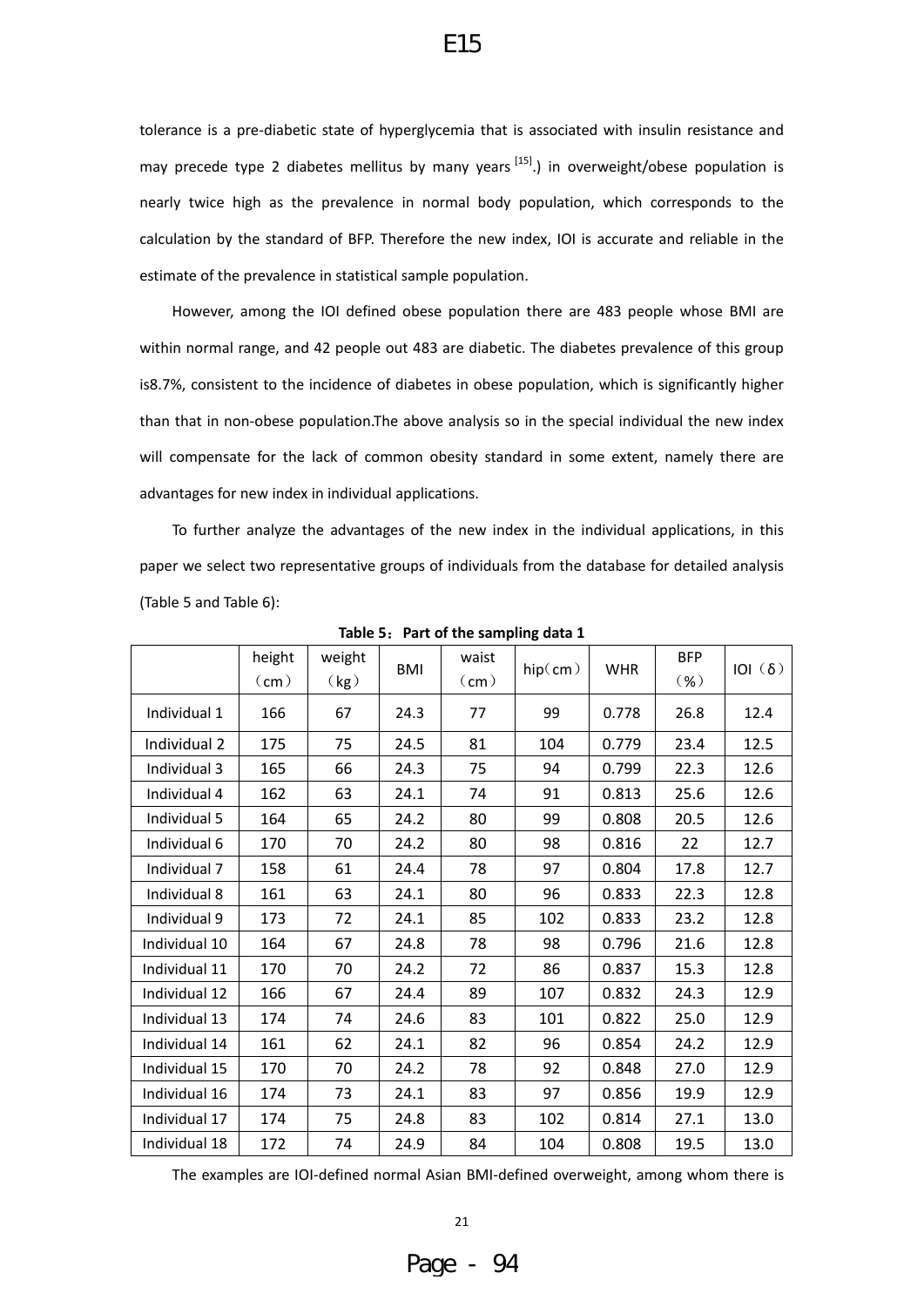tolerance is a pre-diabetic state of hyperglycemia that is associated with insulin resistance and may precede type 2 diabetes mellitus by many years [15].) in overweight/obese population is nearly twice high as the prevalence in normal body population, which corresponds to the calculation by the standard of BFP. Therefore the new index, IOI is accurate and reliable in the estimate of the prevalence in statistical sample population.

However, among the IOI defined obese population there are 483 people whose BMI are within normal range, and 42 people out 483 are diabetic. The diabetes prevalence of this group is8.7%, consistent to the incidence of diabetes in obese population, which is significantly higher than that in non-obese population.The above analysis so in the special individual the new index will compensate for the lack of common obesity standard in some extent, namely there are advantages for new index in individual applications.

To further analyze the advantages of the new index in the individual applications, in this paper we select two representative groups of individuals from the database for detailed analysis (Table 5 and Table 6):

**Table 5：Part of the sampling data 1**

| | height（cm） | weight（kg） | BMI | waist（cm） | hip（cm） | WHR | BFP（%） | IOI（δ） |
|---|---|---|---|---|---|---|---|---|
| Individual 1 | 166 | 67 | 24.3 | 77 | 99 | 0.778 | 26.8 | 12.4 |
| Individual 2 | 175 | 75 | 24.5 | 81 | 104 | 0.779 | 23.4 | 12.5 |
| Individual 3 | 165 | 66 | 24.3 | 75 | 94 | 0.799 | 22.3 | 12.6 |
| Individual 4 | 162 | 63 | 24.1 | 74 | 91 | 0.813 | 25.6 | 12.6 |
| Individual 5 | 164 | 65 | 24.2 | 80 | 99 | 0.808 | 20.5 | 12.6 |
| Individual 6 | 170 | 70 | 24.2 | 80 | 98 | 0.816 | 22 | 12.7 |
| Individual 7 | 158 | 61 | 24.4 | 78 | 97 | 0.804 | 17.8 | 12.7 |
| Individual 8 | 161 | 63 | 24.1 | 80 | 96 | 0.833 | 22.3 | 12.8 |
| Individual 9 | 173 | 72 | 24.1 | 85 | 102 | 0.833 | 23.2 | 12.8 |
| Individual 10 | 164 | 67 | 24.8 | 78 | 98 | 0.796 | 21.6 | 12.8 |
| Individual 11 | 170 | 70 | 24.2 | 72 | 86 | 0.837 | 15.3 | 12.8 |
| Individual 12 | 166 | 67 | 24.4 | 89 | 107 | 0.832 | 24.3 | 12.9 |
| Individual 13 | 174 | 74 | 24.6 | 83 | 101 | 0.822 | 25.0 | 12.9 |
| Individual 14 | 161 | 62 | 24.1 | 82 | 96 | 0.854 | 24.2 | 12.9 |
| Individual 15 | 170 | 70 | 24.2 | 78 | 92 | 0.848 | 27.0 | 12.9 |
| Individual 16 | 174 | 73 | 24.1 | 83 | 97 | 0.856 | 19.9 | 12.9 |
| Individual 17 | 174 | 75 | 24.8 | 83 | 102 | 0.814 | 27.1 | 13.0 |
| Individual 18 | 172 | 74 | 24.9 | 84 | 104 | 0.808 | 19.5 | 13.0 |

The examples are IOI-defined normal Asian BMI-defined overweight, among whom there is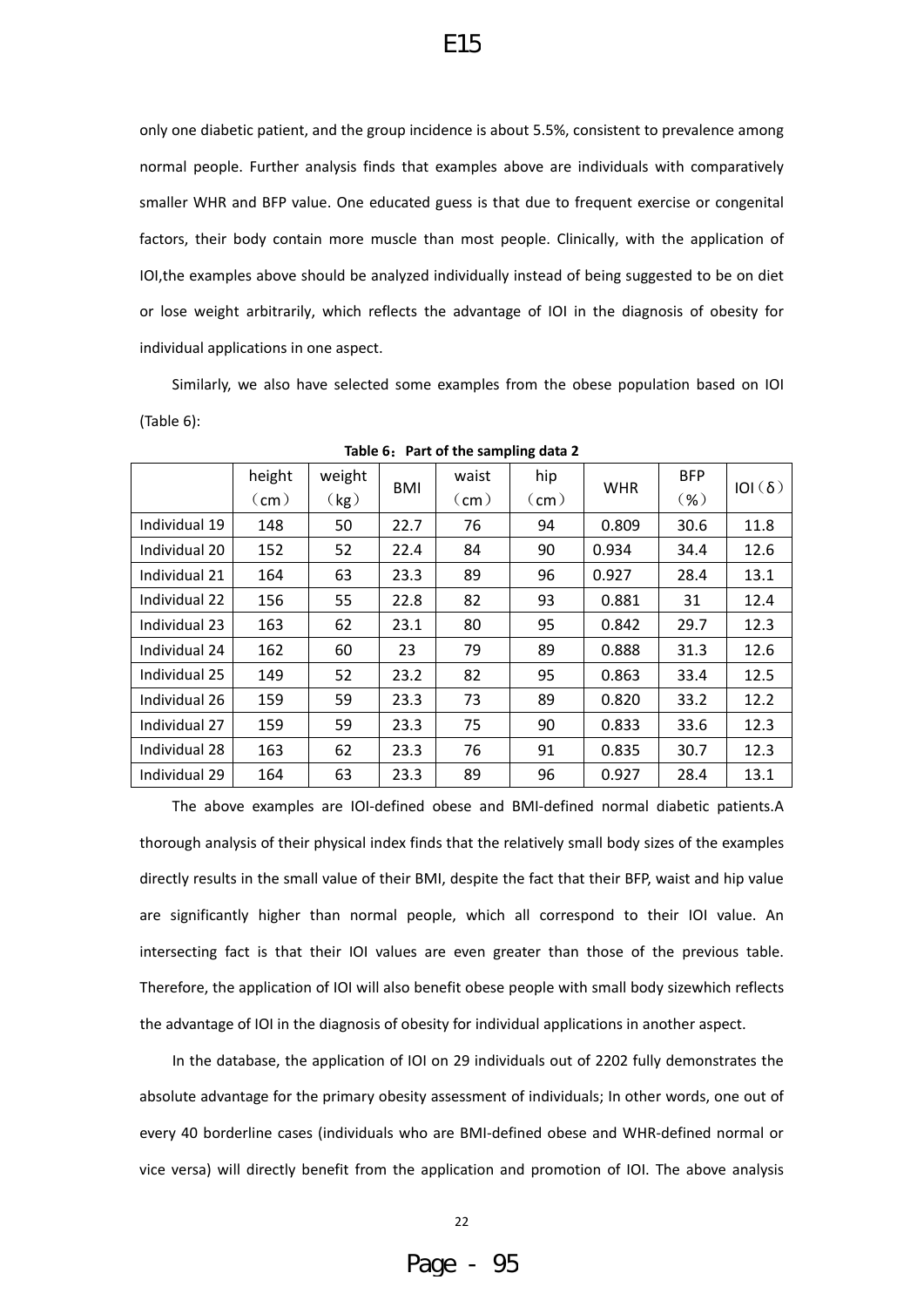only one diabetic patient, and the group incidence is about 5.5%, consistent to prevalence among normal people. Further analysis finds that examples above are individuals with comparatively smaller WHR and BFP value. One educated guess is that due to frequent exercise or congenital factors, their body contain more muscle than most people. Clinically, with the application of IOI,the examples above should be analyzed individually instead of being suggested to be on diet or lose weight arbitrarily, which reflects the advantage of IOI in the diagnosis of obesity for individual applications in one aspect.

Similarly, we also have selected some examples from the obese population based on IOI (Table 6):

**Table 6：Part of the sampling data 2**

| | height（cm） | weight（kg） | BMI | waist（cm） | hip（cm） | WHR | BFP（%） | IOI（δ） |
|---|---|---|---|---|---|---|---|---|
| Individual 19 | 148 | 50 | 22.7 | 76 | 94 | 0.809 | 30.6 | 11.8 |
| Individual 20 | 152 | 52 | 22.4 | 84 | 90 | 0.934 | 34.4 | 12.6 |
| Individual 21 | 164 | 63 | 23.3 | 89 | 96 | 0.927 | 28.4 | 13.1 |
| Individual 22 | 156 | 55 | 22.8 | 82 | 93 | 0.881 | 31 | 12.4 |
| Individual 23 | 163 | 62 | 23.1 | 80 | 95 | 0.842 | 29.7 | 12.3 |
| Individual 24 | 162 | 60 | 23 | 79 | 89 | 0.888 | 31.3 | 12.6 |
| Individual 25 | 149 | 52 | 23.2 | 82 | 95 | 0.863 | 33.4 | 12.5 |
| Individual 26 | 159 | 59 | 23.3 | 73 | 89 | 0.820 | 33.2 | 12.2 |
| Individual 27 | 159 | 59 | 23.3 | 75 | 90 | 0.833 | 33.6 | 12.3 |
| Individual 28 | 163 | 62 | 23.3 | 76 | 91 | 0.835 | 30.7 | 12.3 |
| Individual 29 | 164 | 63 | 23.3 | 89 | 96 | 0.927 | 28.4 | 13.1 |

The above examples are IOI-defined obese and BMI-defined normal diabetic patients.A thorough analysis of their physical index finds that the relatively small body sizes of the examples directly results in the small value of their BMI, despite the fact that their BFP, waist and hip value are significantly higher than normal people, which all correspond to their IOI value. An intersecting fact is that their IOI values are even greater than those of the previous table. Therefore, the application of IOI will also benefit obese people with small body sizewhich reflects the advantage of IOI in the diagnosis of obesity for individual applications in another aspect.

In the database, the application of IOI on 29 individuals out of 2202 fully demonstrates the absolute advantage for the primary obesity assessment of individuals; In other words, one out of every 40 borderline cases (individuals who are BMI-defined obese and WHR-defined normal or vice versa) will directly benefit from the application and promotion of IOI. The above analysis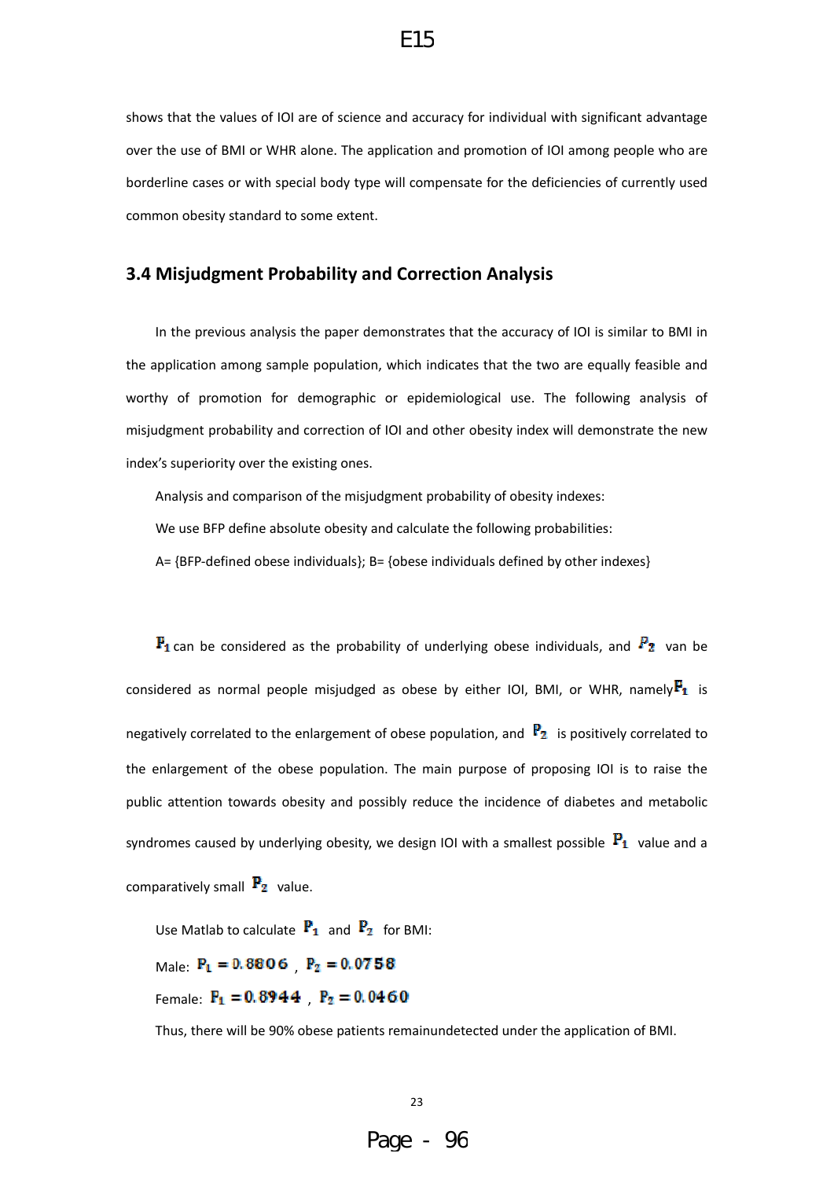shows that the values of IOI are of science and accuracy for individual with significant advantage over the use of BMI or WHR alone. The application and promotion of IOI among people who are borderline cases or with special body type will compensate for the deficiencies of currently used common obesity standard to some extent.

## 3.4 Misjudgment Probability and Correction Analysis

In the previous analysis the paper demonstrates that the accuracy of IOI is similar to BMI in the application among sample population, which indicates that the two are equally feasible and worthy of promotion for demographic or epidemiological use. The following analysis of misjudgment probability and correction of IOI and other obesity index will demonstrate the new index's superiority over the existing ones.

Analysis and comparison of the misjudgment probability of obesity indexes:

We use BFP define absolute obesity and calculate the following probabilities:

A= {BFP-defined obese individuals}; B= {obese individuals defined by other indexes}

$P_1$ can be considered as the probability of underlying obese individuals, and $P_2$ van be considered as normal people misjudged as obese by either IOI, BMI, or WHR, namely $P_1$ is negatively correlated to the enlargement of obese population, and $P_2$ is positively correlated to the enlargement of the obese population. The main purpose of proposing IOI is to raise the public attention towards obesity and possibly reduce the incidence of diabetes and metabolic syndromes caused by underlying obesity, we design IOI with a smallest possible $P_1$ value and a comparatively small $P_2$ value.

Use Matlab to calculate $P_1$ and $P_2$ for BMI:

Male: $P_1 = 0.8806$ , $P_2 = 0.0758$

Female: $P_1 = 0.8944$ , $P_2 = 0.0460$

Thus, there will be 90% obese patients remainundetected under the application of BMI.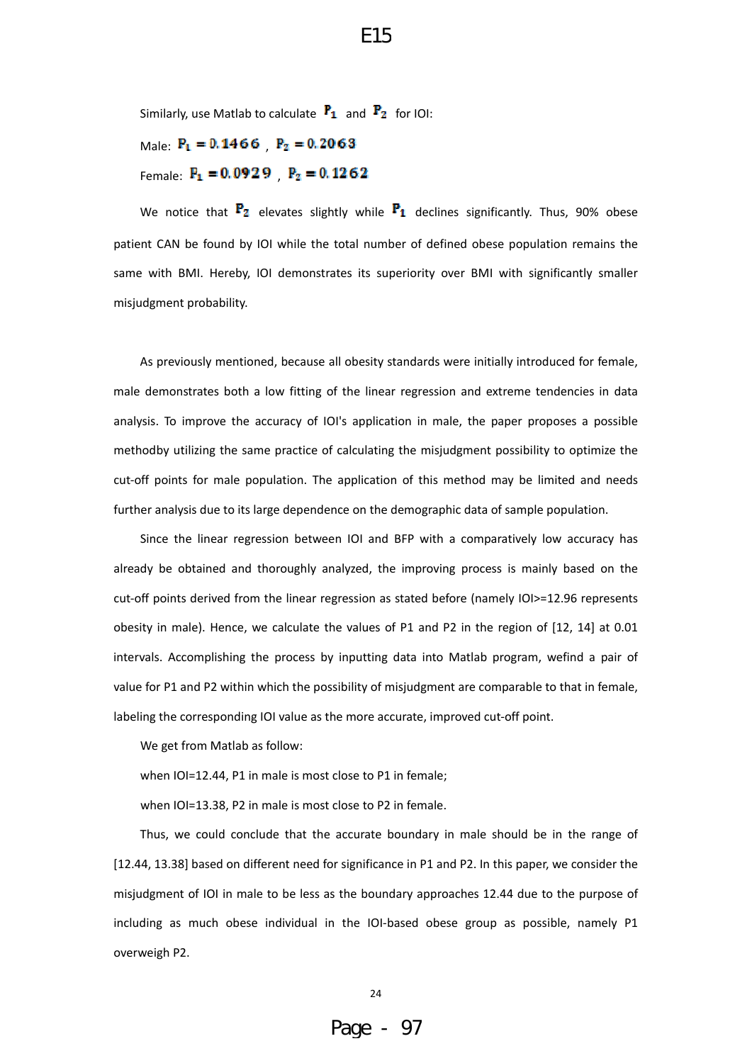Similarly, use Matlab to calculate $P_1$ and $P_2$ for IOI:

Male: $P_1 = 0.1466$ , $P_2 = 0.2063$

Female: $P_1 = 0.0929$ , $P_2 = 0.1262$

We notice that $P_2$ elevates slightly while $P_1$ declines significantly. Thus, 90% obese patient CAN be found by IOI while the total number of defined obese population remains the same with BMI. Hereby, IOI demonstrates its superiority over BMI with significantly smaller misjudgment probability.

As previously mentioned, because all obesity standards were initially introduced for female, male demonstrates both a low fitting of the linear regression and extreme tendencies in data analysis. To improve the accuracy of IOI's application in male, the paper proposes a possible methodby utilizing the same practice of calculating the misjudgment possibility to optimize the cut-off points for male population. The application of this method may be limited and needs further analysis due to its large dependence on the demographic data of sample population.

Since the linear regression between IOI and BFP with a comparatively low accuracy has already be obtained and thoroughly analyzed, the improving process is mainly based on the cut-off points derived from the linear regression as stated before (namely IOI>=12.96 represents obesity in male). Hence, we calculate the values of P1 and P2 in the region of [12, 14] at 0.01 intervals. Accomplishing the process by inputting data into Matlab program, wefind a pair of value for P1 and P2 within which the possibility of misjudgment are comparable to that in female, labeling the corresponding IOI value as the more accurate, improved cut-off point.

We get from Matlab as follow:

when IOI=12.44, P1 in male is most close to P1 in female;

when IOI=13.38, P2 in male is most close to P2 in female.

Thus, we could conclude that the accurate boundary in male should be in the range of [12.44, 13.38] based on different need for significance in P1 and P2. In this paper, we consider the misjudgment of IOI in male to be less as the boundary approaches 12.44 due to the purpose of including as much obese individual in the IOI-based obese group as possible, namely P1 overweigh P2.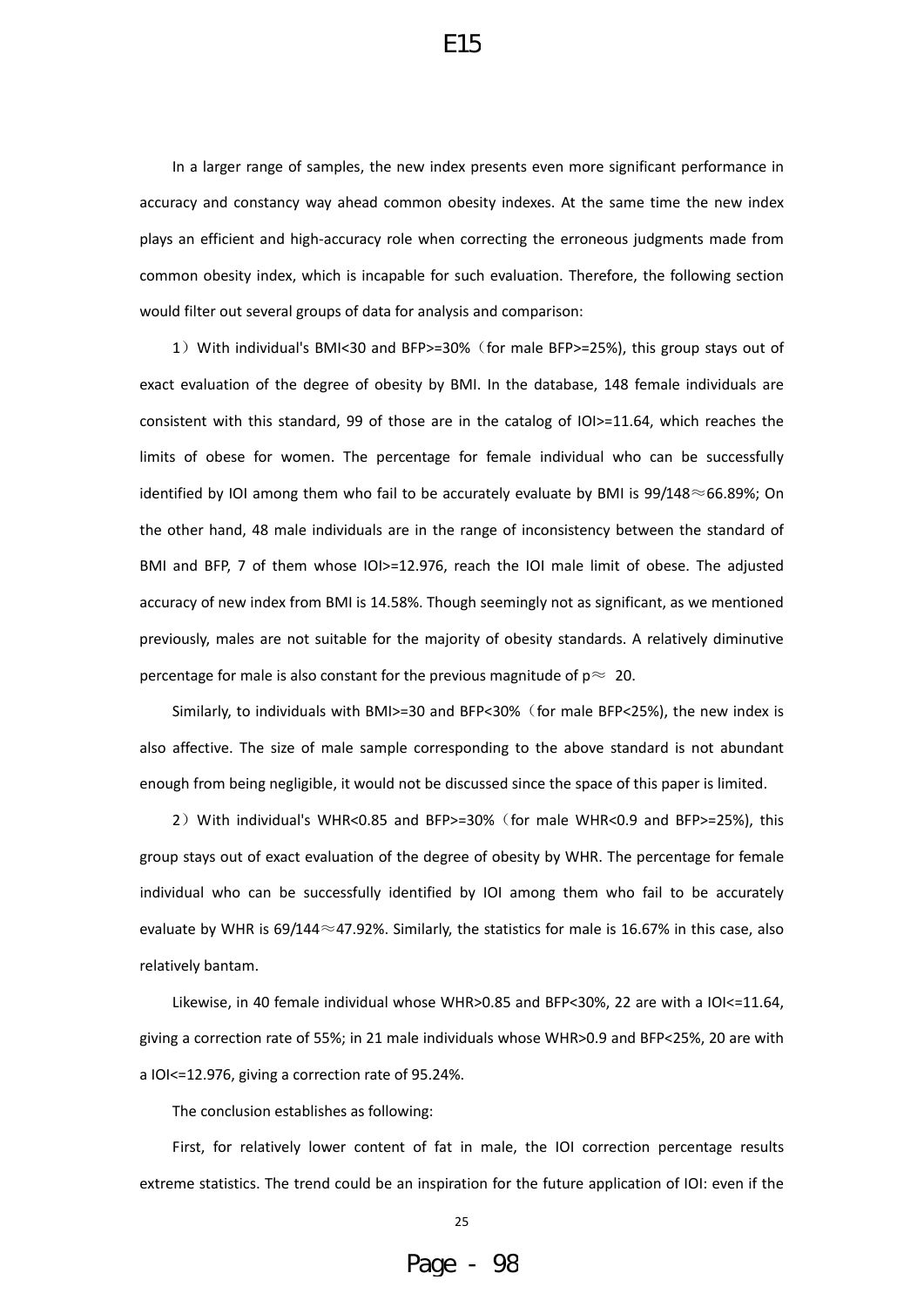In a larger range of samples, the new index presents even more significant performance in accuracy and constancy way ahead common obesity indexes. At the same time the new index plays an efficient and high-accuracy role when correcting the erroneous judgments made from common obesity index, which is incapable for such evaluation. Therefore, the following section would filter out several groups of data for analysis and comparison:

1）With individual's BMI<30 and BFP>=30%（for male BFP>=25%), this group stays out of exact evaluation of the degree of obesity by BMI. In the database, 148 female individuals are consistent with this standard, 99 of those are in the catalog of IOI>=11.64, which reaches the limits of obese for women. The percentage for female individual who can be successfully identified by IOI among them who fail to be accurately evaluate by BMI is 99/148≈66.89%; On the other hand, 48 male individuals are in the range of inconsistency between the standard of BMI and BFP, 7 of them whose IOI>=12.976, reach the IOI male limit of obese. The adjusted accuracy of new index from BMI is 14.58%. Though seemingly not as significant, as we mentioned previously, males are not suitable for the majority of obesity standards. A relatively diminutive percentage for male is also constant for the previous magnitude of p≈ 20.

Similarly, to individuals with BMI>=30 and BFP<30%（for male BFP<25%), the new index is also affective. The size of male sample corresponding to the above standard is not abundant enough from being negligible, it would not be discussed since the space of this paper is limited.

2）With individual's WHR<0.85 and BFP>=30%（for male WHR<0.9 and BFP>=25%), this group stays out of exact evaluation of the degree of obesity by WHR. The percentage for female individual who can be successfully identified by IOI among them who fail to be accurately evaluate by WHR is 69/144≈47.92%. Similarly, the statistics for male is 16.67% in this case, also relatively bantam.

Likewise, in 40 female individual whose WHR>0.85 and BFP<30%, 22 are with a IOI<=11.64, giving a correction rate of 55%; in 21 male individuals whose WHR>0.9 and BFP<25%, 20 are with a IOI<=12.976, giving a correction rate of 95.24%.

The conclusion establishes as following:

First, for relatively lower content of fat in male, the IOI correction percentage results extreme statistics. The trend could be an inspiration for the future application of IOI: even if the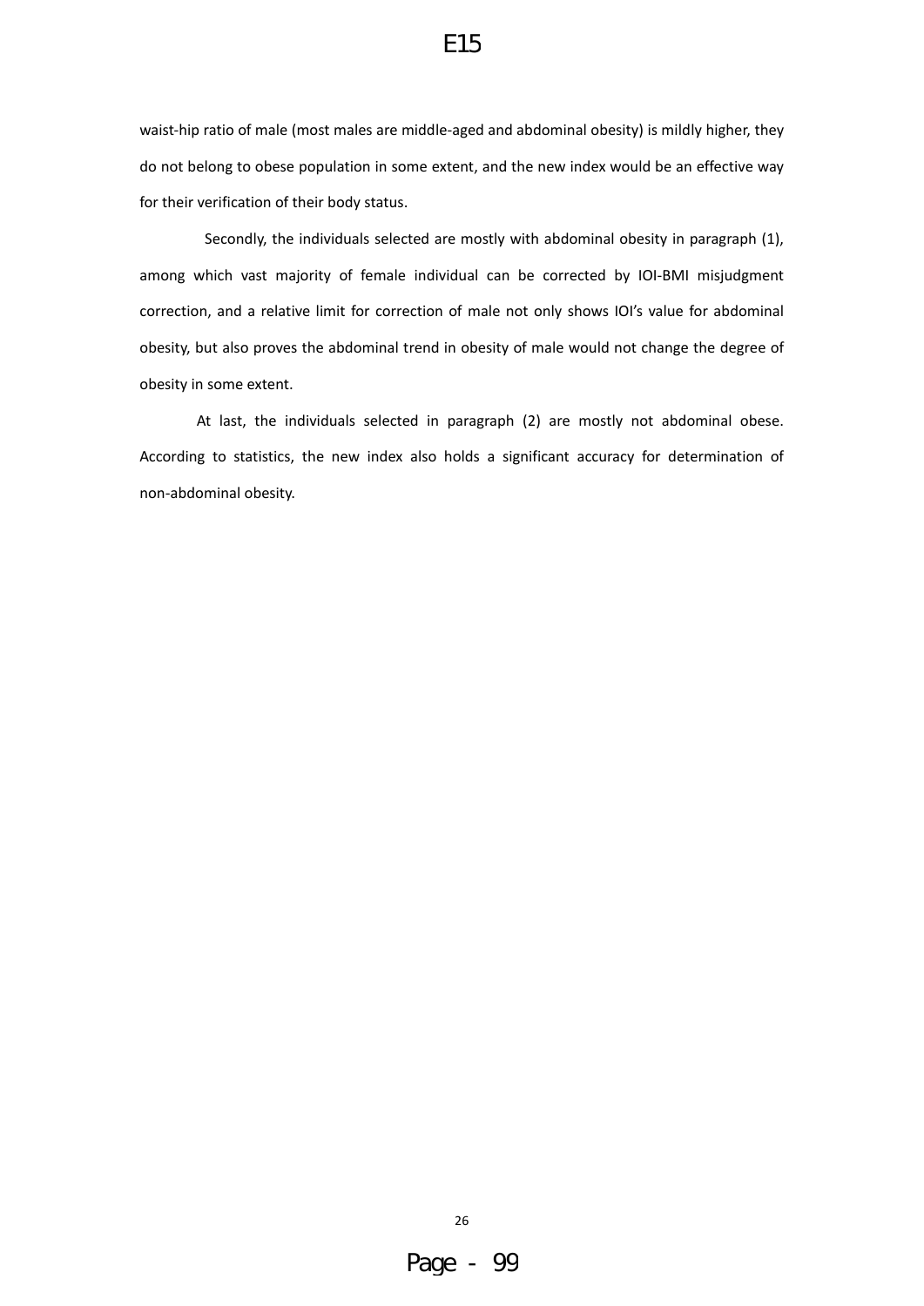waist-hip ratio of male (most males are middle-aged and abdominal obesity) is mildly higher, they do not belong to obese population in some extent, and the new index would be an effective way for their verification of their body status.

Secondly, the individuals selected are mostly with abdominal obesity in paragraph (1), among which vast majority of female individual can be corrected by IOI-BMI misjudgment correction, and a relative limit for correction of male not only shows IOI's value for abdominal obesity, but also proves the abdominal trend in obesity of male would not change the degree of obesity in some extent.

At last, the individuals selected in paragraph (2) are mostly not abdominal obese. According to statistics, the new index also holds a significant accuracy for determination of non-abdominal obesity.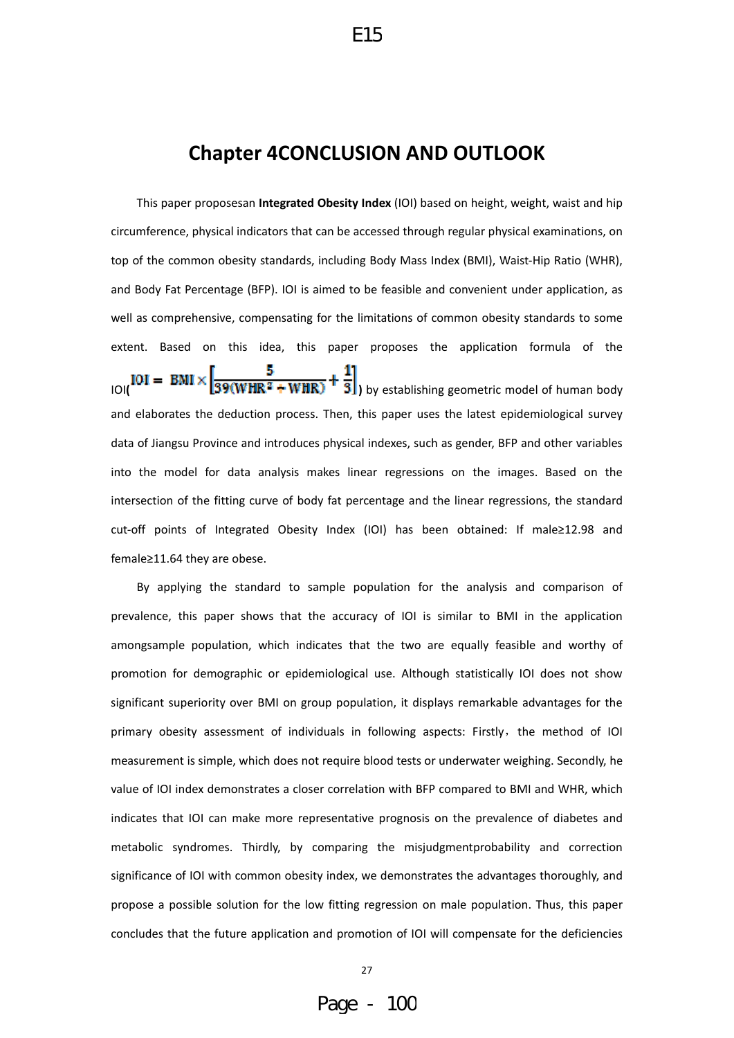# Chapter 4CONCLUSION AND OUTLOOK

This paper proposesan **Integrated Obesity Index** (IOI) based on height, weight, waist and hip circumference, physical indicators that can be accessed through regular physical examinations, on top of the common obesity standards, including Body Mass Index (BMI), Waist-Hip Ratio (WHR), and Body Fat Percentage (BFP). IOI is aimed to be feasible and convenient under application, as well as comprehensive, compensating for the limitations of common obesity standards to some extent. Based on this idea, this paper proposes the application formula of the IOI( $IOI = BMI \times \left[\frac{5}{39(WHR^2 + WHR)} + \frac{1}{3}\right]$ ) by establishing geometric model of human body and elaborates the deduction process. Then, this paper uses the latest epidemiological survey data of Jiangsu Province and introduces physical indexes, such as gender, BFP and other variables into the model for data analysis makes linear regressions on the images. Based on the intersection of the fitting curve of body fat percentage and the linear regressions, the standard cut-off points of Integrated Obesity Index (IOI) has been obtained: If male≥12.98 and female≥11.64 they are obese.

By applying the standard to sample population for the analysis and comparison of prevalence, this paper shows that the accuracy of IOI is similar to BMI in the application amongsample population, which indicates that the two are equally feasible and worthy of promotion for demographic or epidemiological use. Although statistically IOI does not show significant superiority over BMI on group population, it displays remarkable advantages for the primary obesity assessment of individuals in following aspects: Firstly，the method of IOI measurement is simple, which does not require blood tests or underwater weighing. Secondly, he value of IOI index demonstrates a closer correlation with BFP compared to BMI and WHR, which indicates that IOI can make more representative prognosis on the prevalence of diabetes and metabolic syndromes. Thirdly, by comparing the misjudgmentprobability and correction significance of IOI with common obesity index, we demonstrates the advantages thoroughly, and propose a possible solution for the low fitting regression on male population. Thus, this paper concludes that the future application and promotion of IOI will compensate for the deficiencies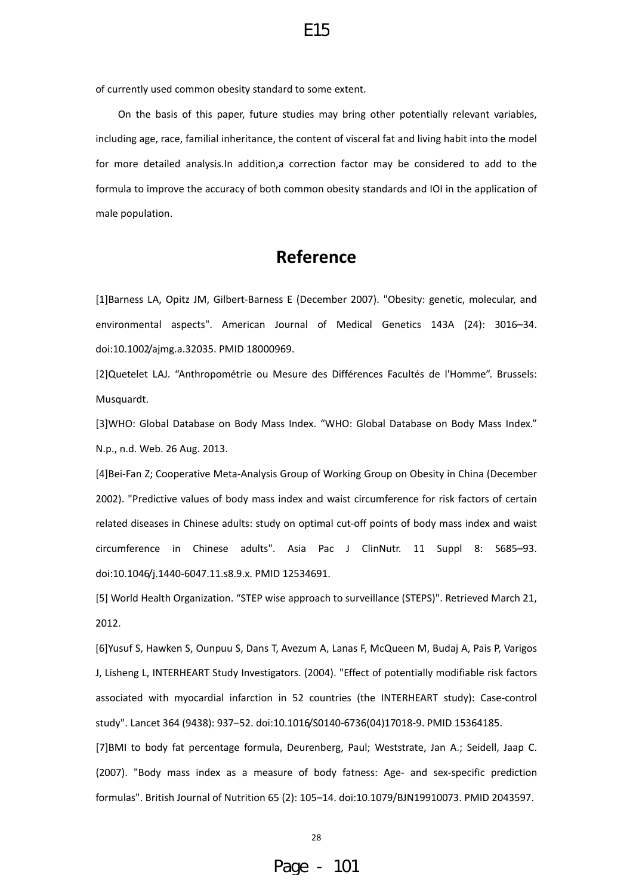of currently used common obesity standard to some extent.

On the basis of this paper, future studies may bring other potentially relevant variables, including age, race, familial inheritance, the content of visceral fat and living habit into the model for more detailed analysis.In addition,a correction factor may be considered to add to the formula to improve the accuracy of both common obesity standards and IOI in the application of male population.

## Reference

[1]Barness LA, Opitz JM, Gilbert-Barness E (December 2007). "Obesity: genetic, molecular, and environmental aspects". American Journal of Medical Genetics 143A (24): 3016–34. doi:10.1002/ajmg.a.32035. PMID 18000969.

[2]Quetelet LAJ. “Anthropométrie ou Mesure des Différences Facultés de l'Homme”. Brussels: Musquardt.

[3]WHO: Global Database on Body Mass Index. “WHO: Global Database on Body Mass Index.” N.p., n.d. Web. 26 Aug. 2013.

[4]Bei-Fan Z; Cooperative Meta-Analysis Group of Working Group on Obesity in China (December 2002). "Predictive values of body mass index and waist circumference for risk factors of certain related diseases in Chinese adults: study on optimal cut-off points of body mass index and waist circumference in Chinese adults". Asia Pac J ClinNutr. 11 Suppl 8: S685–93. doi:10.1046/j.1440-6047.11.s8.9.x. PMID 12534691.

[5] World Health Organization. “STEP wise approach to surveillance (STEPS)". Retrieved March 21, 2012.

[6]Yusuf S, Hawken S, Ounpuu S, Dans T, Avezum A, Lanas F, McQueen M, Budaj A, Pais P, Varigos J, Lisheng L, INTERHEART Study Investigators. (2004). "Effect of potentially modifiable risk factors associated with myocardial infarction in 52 countries (the INTERHEART study): Case-control study". Lancet 364 (9438): 937–52. doi:10.1016/S0140-6736(04)17018-9. PMID 15364185.

[7]BMI to body fat percentage formula, Deurenberg, Paul; Weststrate, Jan A.; Seidell, Jaap C. (2007). "Body mass index as a measure of body fatness: Age- and sex-specific prediction formulas". British Journal of Nutrition 65 (2): 105–14. doi:10.1079/BJN19910073. PMID 2043597.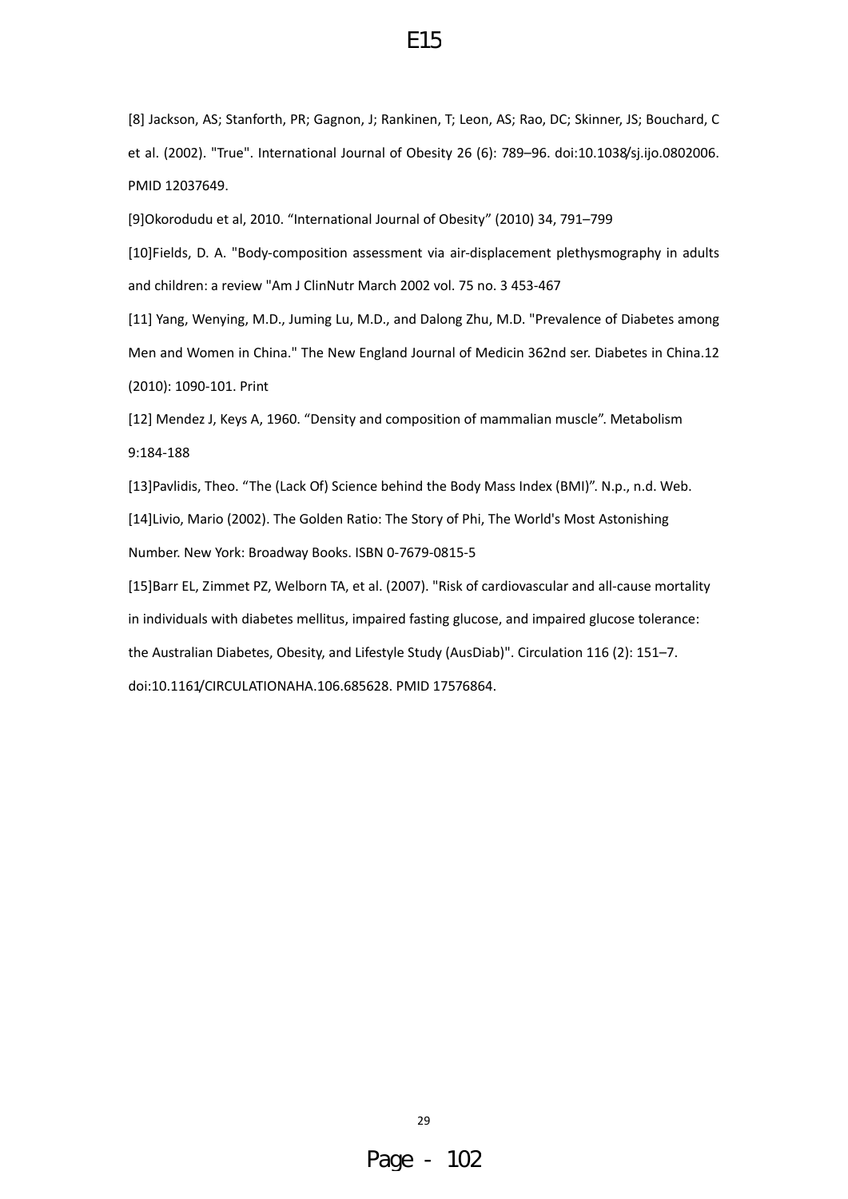[8] Jackson, AS; Stanforth, PR; Gagnon, J; Rankinen, T; Leon, AS; Rao, DC; Skinner, JS; Bouchard, C et al. (2002). "True". International Journal of Obesity 26 (6): 789–96. doi:10.1038/sj.ijo.0802006. PMID 12037649.

[9]Okorodudu et al, 2010. "International Journal of Obesity" (2010) 34, 791–799

[10]Fields, D. A. "Body-composition assessment via air-displacement plethysmography in adults and children: a review "Am J ClinNutr March 2002 vol. 75 no. 3 453-467

[11] Yang, Wenying, M.D., Juming Lu, M.D., and Dalong Zhu, M.D. "Prevalence of Diabetes among Men and Women in China." The New England Journal of Medicin 362nd ser. Diabetes in China.12 (2010): 1090-101. Print

[12] Mendez J, Keys A, 1960. "Density and composition of mammalian muscle". Metabolism 9:184-188

[13]Pavlidis, Theo. "The (Lack Of) Science behind the Body Mass Index (BMI)". N.p., n.d. Web.

[14]Livio, Mario (2002). The Golden Ratio: The Story of Phi, The World's Most Astonishing Number. New York: Broadway Books. ISBN 0-7679-0815-5

[15]Barr EL, Zimmet PZ, Welborn TA, et al. (2007). "Risk of cardiovascular and all-cause mortality in individuals with diabetes mellitus, impaired fasting glucose, and impaired glucose tolerance: the Australian Diabetes, Obesity, and Lifestyle Study (AusDiab)". Circulation 116 (2): 151–7. doi:10.1161/CIRCULATIONAHA.106.685628. PMID 17576864.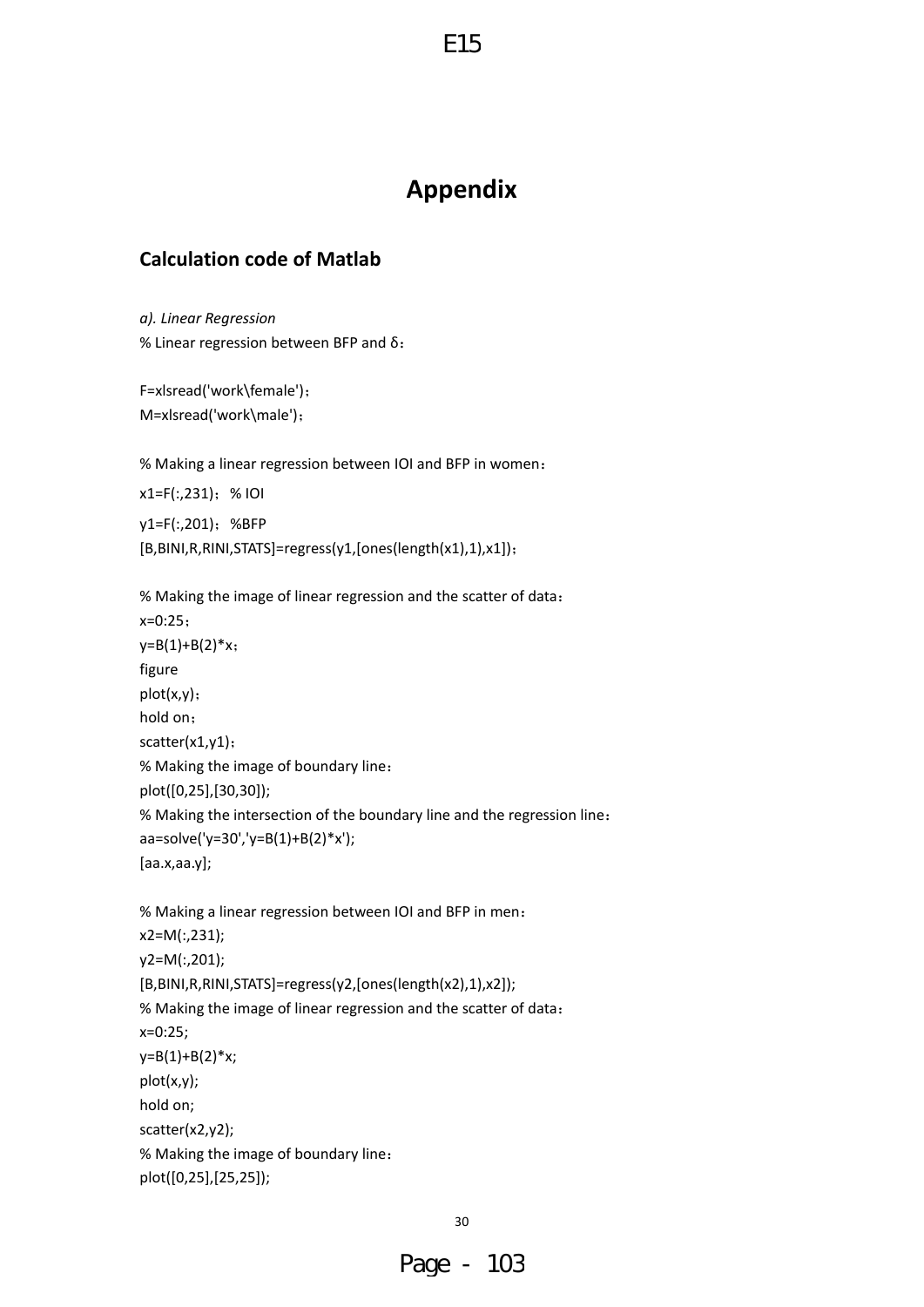# Appendix

## Calculation code of Matlab

*a). Linear Regression*

```
% Linear regression between BFP and δ：

F=xlsread('work\female')；
M=xlsread('work\male')；

% Making a linear regression between IOI and BFP in women：
x1=F(:,231)； % IOI
y1=F(:,201)； %BFP
[B,BINI,R,RINI,STATS]=regress(y1,[ones(length(x1),1),x1])；

% Making the image of linear regression and the scatter of data：
x=0:25；
y=B(1)+B(2)*x；
figure
plot(x,y)；
hold on；
scatter(x1,y1)；
% Making the image of boundary line：
plot([0,25],[30,30]);
% Making the intersection of the boundary line and the regression line：
aa=solve('y=30','y=B(1)+B(2)*x');
[aa.x,aa.y];

% Making a linear regression between IOI and BFP in men：
x2=M(:,231);
y2=M(:,201);
[B,BINI,R,RINI,STATS]=regress(y2,[ones(length(x2),1),x2]);
% Making the image of linear regression and the scatter of data：
x=0:25;
y=B(1)+B(2)*x;
plot(x,y);
hold on;
scatter(x2,y2);
% Making the image of boundary line：
plot([0,25],[25,25]);
```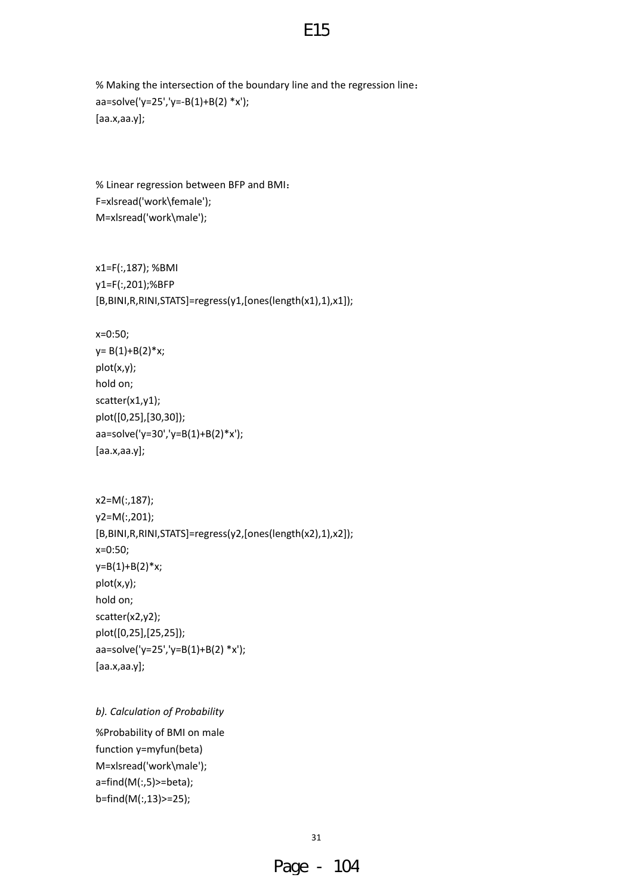```
% Making the intersection of the boundary line and the regression line：
aa=solve('y=25','y=-B(1)+B(2) *x');
[aa.x,aa.y];
```

```
% Linear regression between BFP and BMI：
F=xlsread('work\female');
M=xlsread('work\male');

x1=F(:,187); %BMI
y1=F(:,201);%BFP
[B,BINI,R,RINI,STATS]=regress(y1,[ones(length(x1),1),x1]);

x=0:50;
y= B(1)+B(2)*x;
plot(x,y);
hold on;
scatter(x1,y1);
plot([0,25],[30,30]);
aa=solve('y=30','y=B(1)+B(2)*x');
[aa.x,aa.y];

x2=M(:,187);
y2=M(:,201);
[B,BINI,R,RINI,STATS]=regress(y2,[ones(length(x2),1),x2]);
x=0:50;
y=B(1)+B(2)*x;
plot(x,y);
hold on;
scatter(x2,y2);
plot([0,25],[25,25]);
aa=solve('y=25','y=B(1)+B(2) *x');
[aa.x,aa.y];
```

*b). Calculation of Probability*

```
%Probability of BMI on male
function y=myfun(beta)
M=xlsread('work\male');
a=find(M(:,5)>=beta);
b=find(M(:,13)>=25);
```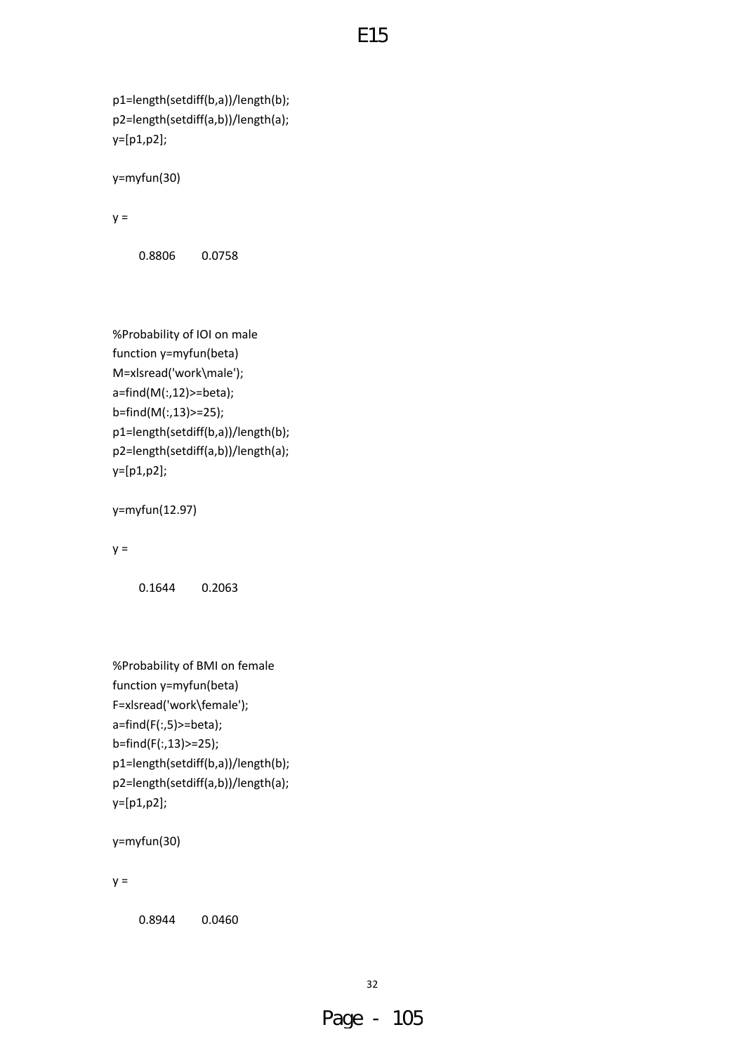```
p1=length(setdiff(b,a))/length(b);
p2=length(setdiff(a,b))/length(a);
y=[p1,p2];

y=myfun(30)

y =

    0.8806    0.0758
```

```
%Probability of IOI on male
function y=myfun(beta)
M=xlsread('work\male');
a=find(M(:,12)>=beta);
b=find(M(:,13)>=25);
p1=length(setdiff(b,a))/length(b);
p2=length(setdiff(a,b))/length(a);
y=[p1,p2];

y=myfun(12.97)

y =

    0.1644    0.2063
```

```
%Probability of BMI on female
function y=myfun(beta)
F=xlsread('work\female');
a=find(F(:,5)>=beta);
b=find(F(:,13)>=25);
p1=length(setdiff(b,a))/length(b);
p2=length(setdiff(a,b))/length(a);
y=[p1,p2];

y=myfun(30)

y =

    0.8944    0.0460
```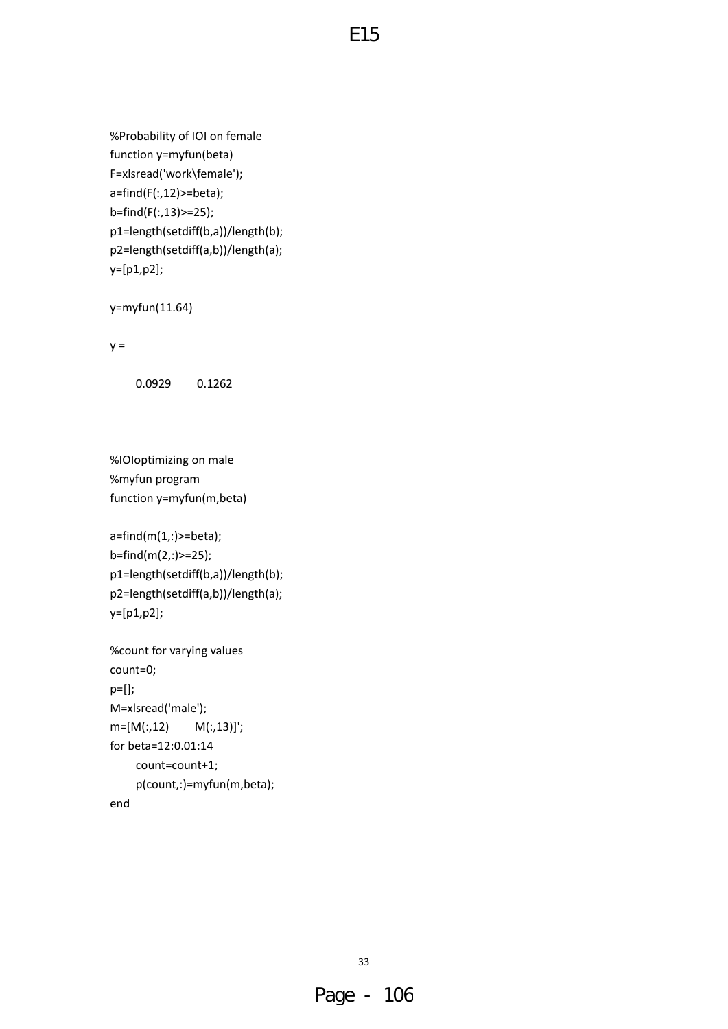```
%Probability of IOI on female
function y=myfun(beta)
F=xlsread('work\female');
a=find(F(:,12)>=beta);
b=find(F(:,13)>=25);
p1=length(setdiff(b,a))/length(b);
p2=length(setdiff(a,b))/length(a);
y=[p1,p2];

y=myfun(11.64)

y =

    0.0929    0.1262
```

```
%IOIoptimizing on male
%myfun program
function y=myfun(m,beta)

a=find(m(1,:)>=beta);
b=find(m(2,:)>=25);
p1=length(setdiff(b,a))/length(b);
p2=length(setdiff(a,b))/length(a);
y=[p1,p2];

%count for varying values
count=0;
p=[];
M=xlsread('male');
m=[M(:,12)    M(:,13)]';
for beta=12:0.01:14
    count=count+1;
    p(count,:)=myfun(m,beta);
end
```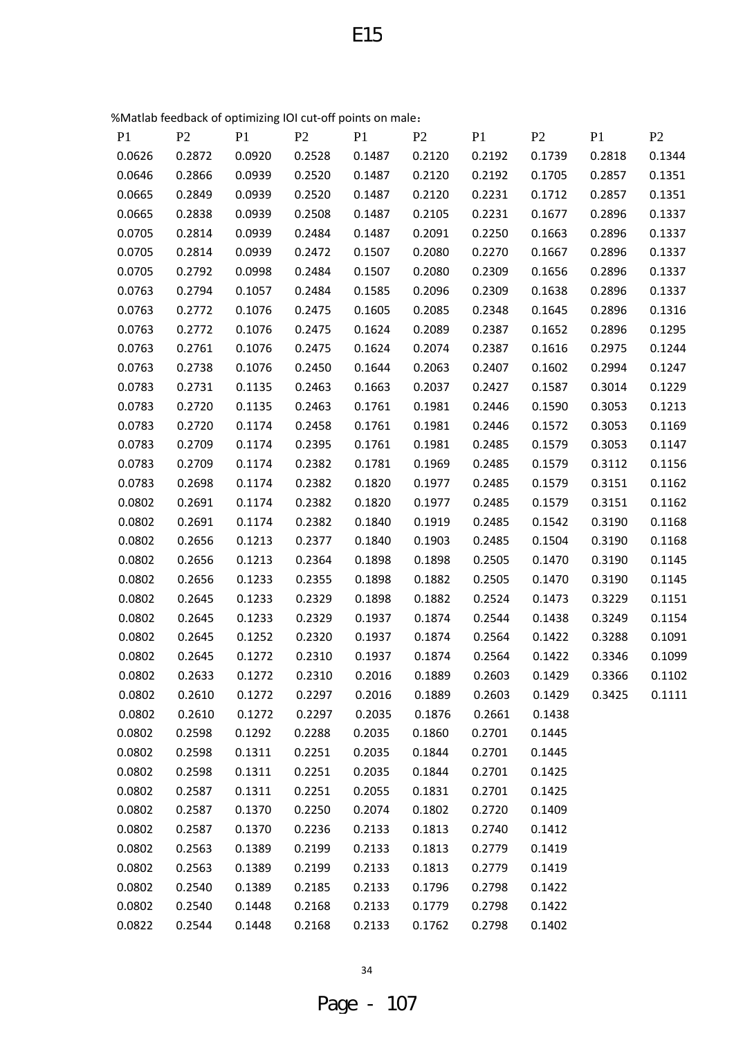%Matlab feedback of optimizing IOI cut-off points on male：

| P1 | P2 | P1 | P2 | P1 | P2 | P1 | P2 | P1 | P2 |
|---|---|---|---|---|---|---|---|---|---|
| 0.0626 | 0.2872 | 0.0920 | 0.2528 | 0.1487 | 0.2120 | 0.2192 | 0.1739 | 0.2818 | 0.1344 |
| 0.0646 | 0.2866 | 0.0939 | 0.2520 | 0.1487 | 0.2120 | 0.2192 | 0.1705 | 0.2857 | 0.1351 |
| 0.0665 | 0.2849 | 0.0939 | 0.2520 | 0.1487 | 0.2120 | 0.2231 | 0.1712 | 0.2857 | 0.1351 |
| 0.0665 | 0.2838 | 0.0939 | 0.2508 | 0.1487 | 0.2105 | 0.2231 | 0.1677 | 0.2896 | 0.1337 |
| 0.0705 | 0.2814 | 0.0939 | 0.2484 | 0.1487 | 0.2091 | 0.2250 | 0.1663 | 0.2896 | 0.1337 |
| 0.0705 | 0.2814 | 0.0939 | 0.2472 | 0.1507 | 0.2080 | 0.2270 | 0.1667 | 0.2896 | 0.1337 |
| 0.0705 | 0.2792 | 0.0998 | 0.2484 | 0.1507 | 0.2080 | 0.2309 | 0.1656 | 0.2896 | 0.1337 |
| 0.0763 | 0.2794 | 0.1057 | 0.2484 | 0.1585 | 0.2096 | 0.2309 | 0.1638 | 0.2896 | 0.1337 |
| 0.0763 | 0.2772 | 0.1076 | 0.2475 | 0.1605 | 0.2085 | 0.2348 | 0.1645 | 0.2896 | 0.1316 |
| 0.0763 | 0.2772 | 0.1076 | 0.2475 | 0.1624 | 0.2089 | 0.2387 | 0.1652 | 0.2896 | 0.1295 |
| 0.0763 | 0.2761 | 0.1076 | 0.2475 | 0.1624 | 0.2074 | 0.2387 | 0.1616 | 0.2975 | 0.1244 |
| 0.0763 | 0.2738 | 0.1076 | 0.2450 | 0.1644 | 0.2063 | 0.2407 | 0.1602 | 0.2994 | 0.1247 |
| 0.0783 | 0.2731 | 0.1135 | 0.2463 | 0.1663 | 0.2037 | 0.2427 | 0.1587 | 0.3014 | 0.1229 |
| 0.0783 | 0.2720 | 0.1135 | 0.2463 | 0.1761 | 0.1981 | 0.2446 | 0.1590 | 0.3053 | 0.1213 |
| 0.0783 | 0.2720 | 0.1174 | 0.2458 | 0.1761 | 0.1981 | 0.2446 | 0.1572 | 0.3053 | 0.1169 |
| 0.0783 | 0.2709 | 0.1174 | 0.2395 | 0.1761 | 0.1981 | 0.2485 | 0.1579 | 0.3053 | 0.1147 |
| 0.0783 | 0.2709 | 0.1174 | 0.2382 | 0.1781 | 0.1969 | 0.2485 | 0.1579 | 0.3112 | 0.1156 |
| 0.0783 | 0.2698 | 0.1174 | 0.2382 | 0.1820 | 0.1977 | 0.2485 | 0.1579 | 0.3151 | 0.1162 |
| 0.0802 | 0.2691 | 0.1174 | 0.2382 | 0.1820 | 0.1977 | 0.2485 | 0.1579 | 0.3151 | 0.1162 |
| 0.0802 | 0.2691 | 0.1174 | 0.2382 | 0.1840 | 0.1919 | 0.2485 | 0.1542 | 0.3190 | 0.1168 |
| 0.0802 | 0.2656 | 0.1213 | 0.2377 | 0.1840 | 0.1903 | 0.2485 | 0.1504 | 0.3190 | 0.1168 |
| 0.0802 | 0.2656 | 0.1213 | 0.2364 | 0.1898 | 0.1898 | 0.2505 | 0.1470 | 0.3190 | 0.1145 |
| 0.0802 | 0.2656 | 0.1233 | 0.2355 | 0.1898 | 0.1882 | 0.2505 | 0.1470 | 0.3190 | 0.1145 |
| 0.0802 | 0.2645 | 0.1233 | 0.2329 | 0.1898 | 0.1882 | 0.2524 | 0.1473 | 0.3229 | 0.1151 |
| 0.0802 | 0.2645 | 0.1233 | 0.2329 | 0.1937 | 0.1874 | 0.2544 | 0.1438 | 0.3249 | 0.1154 |
| 0.0802 | 0.2645 | 0.1252 | 0.2320 | 0.1937 | 0.1874 | 0.2564 | 0.1422 | 0.3288 | 0.1091 |
| 0.0802 | 0.2645 | 0.1272 | 0.2310 | 0.1937 | 0.1874 | 0.2564 | 0.1422 | 0.3346 | 0.1099 |
| 0.0802 | 0.2633 | 0.1272 | 0.2310 | 0.2016 | 0.1889 | 0.2603 | 0.1429 | 0.3366 | 0.1102 |
| 0.0802 | 0.2610 | 0.1272 | 0.2297 | 0.2016 | 0.1889 | 0.2603 | 0.1429 | 0.3425 | 0.1111 |
| 0.0802 | 0.2610 | 0.1272 | 0.2297 | 0.2035 | 0.1876 | 0.2661 | 0.1438 | | |
| 0.0802 | 0.2598 | 0.1292 | 0.2288 | 0.2035 | 0.1860 | 0.2701 | 0.1445 | | |
| 0.0802 | 0.2598 | 0.1311 | 0.2251 | 0.2035 | 0.1844 | 0.2701 | 0.1445 | | |
| 0.0802 | 0.2598 | 0.1311 | 0.2251 | 0.2035 | 0.1844 | 0.2701 | 0.1425 | | |
| 0.0802 | 0.2587 | 0.1311 | 0.2251 | 0.2055 | 0.1831 | 0.2701 | 0.1425 | | |
| 0.0802 | 0.2587 | 0.1370 | 0.2250 | 0.2074 | 0.1802 | 0.2720 | 0.1409 | | |
| 0.0802 | 0.2587 | 0.1370 | 0.2236 | 0.2133 | 0.1813 | 0.2740 | 0.1412 | | |
| 0.0802 | 0.2563 | 0.1389 | 0.2199 | 0.2133 | 0.1813 | 0.2779 | 0.1419 | | |
| 0.0802 | 0.2563 | 0.1389 | 0.2199 | 0.2133 | 0.1813 | 0.2779 | 0.1419 | | |
| 0.0802 | 0.2540 | 0.1389 | 0.2185 | 0.2133 | 0.1796 | 0.2798 | 0.1422 | | |
| 0.0802 | 0.2540 | 0.1448 | 0.2168 | 0.2133 | 0.1779 | 0.2798 | 0.1422 | | |
| 0.0822 | 0.2544 | 0.1448 | 0.2168 | 0.2133 | 0.1762 | 0.2798 | 0.1402 | | |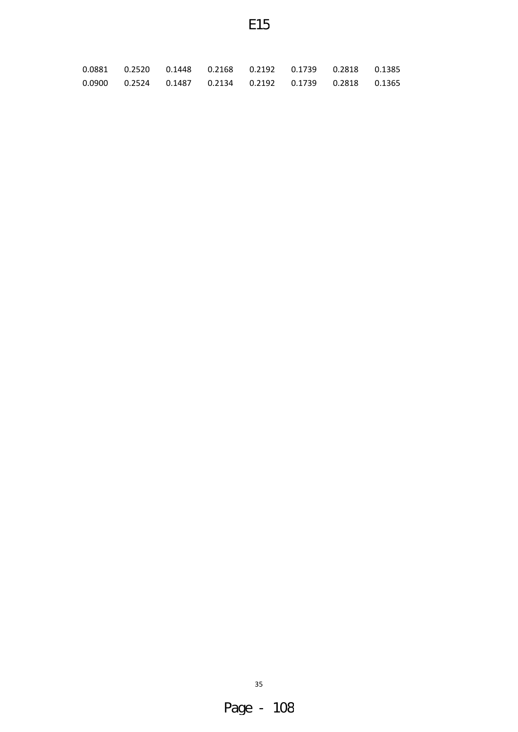| | | | | | | | |
|---|---|---|---|---|---|---|---|
| 0.0881 | 0.2520 | 0.1448 | 0.2168 | 0.2192 | 0.1739 | 0.2818 | 0.1385 |
| 0.0900 | 0.2524 | 0.1487 | 0.2134 | 0.2192 | 0.1739 | 0.2818 | 0.1365 |